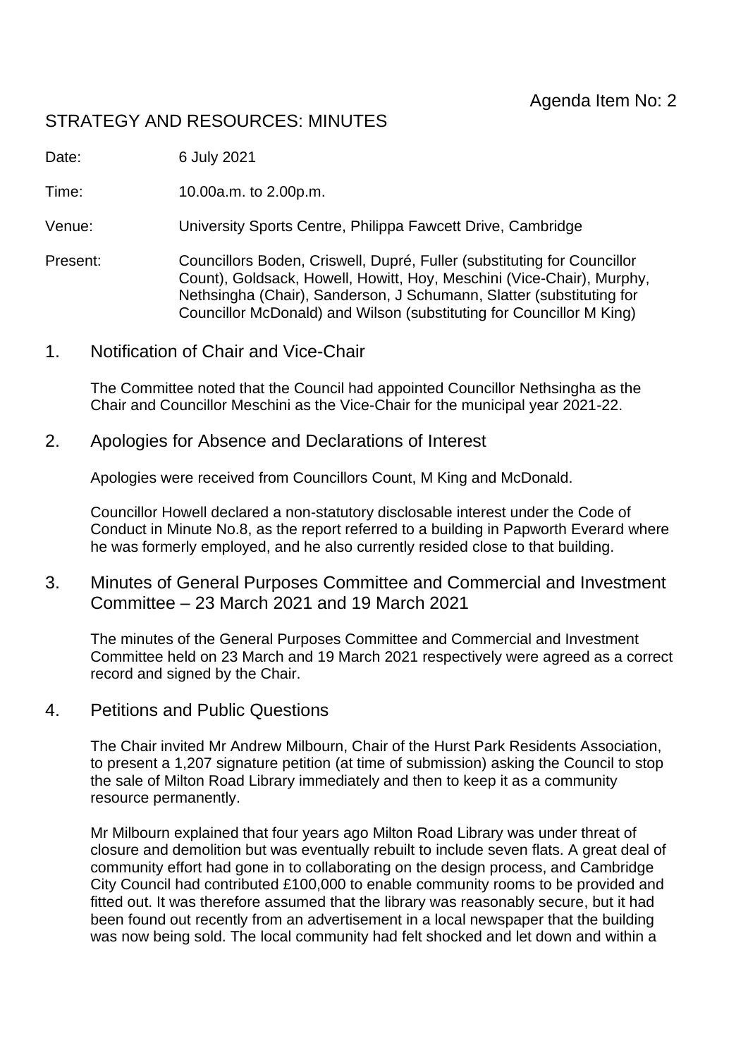Agenda Item No: 2

# STRATEGY AND RESOURCES: MINUTES

Date: 6 July 2021

Time: 10.00a.m. to 2.00p.m.

Venue: University Sports Centre, Philippa Fawcett Drive, Cambridge

Present: Councillors Boden, Criswell, Dupré, Fuller (substituting for Councillor Count), Goldsack, Howell, Howitt, Hoy, Meschini (Vice-Chair), Murphy, Nethsingha (Chair), Sanderson, J Schumann, Slatter (substituting for Councillor McDonald) and Wilson (substituting for Councillor M King)

## 1. Notification of Chair and Vice-Chair

The Committee noted that the Council had appointed Councillor Nethsingha as the Chair and Councillor Meschini as the Vice-Chair for the municipal year 2021-22.

## 2. Apologies for Absence and Declarations of Interest

Apologies were received from Councillors Count, M King and McDonald.

Councillor Howell declared a non-statutory disclosable interest under the Code of Conduct in Minute No.8, as the report referred to a building in Papworth Everard where he was formerly employed, and he also currently resided close to that building.

## 3. Minutes of General Purposes Committee and Commercial and Investment Committee – 23 March 2021 and 19 March 2021

The minutes of the General Purposes Committee and Commercial and Investment Committee held on 23 March and 19 March 2021 respectively were agreed as a correct record and signed by the Chair.

## 4. Petitions and Public Questions

The Chair invited Mr Andrew Milbourn, Chair of the Hurst Park Residents Association, to present a 1,207 signature petition (at time of submission) asking the Council to stop the sale of Milton Road Library immediately and then to keep it as a community resource permanently.

Mr Milbourn explained that four years ago Milton Road Library was under threat of closure and demolition but was eventually rebuilt to include seven flats. A great deal of community effort had gone in to collaborating on the design process, and Cambridge City Council had contributed £100,000 to enable community rooms to be provided and fitted out. It was therefore assumed that the library was reasonably secure, but it had been found out recently from an advertisement in a local newspaper that the building was now being sold. The local community had felt shocked and let down and within a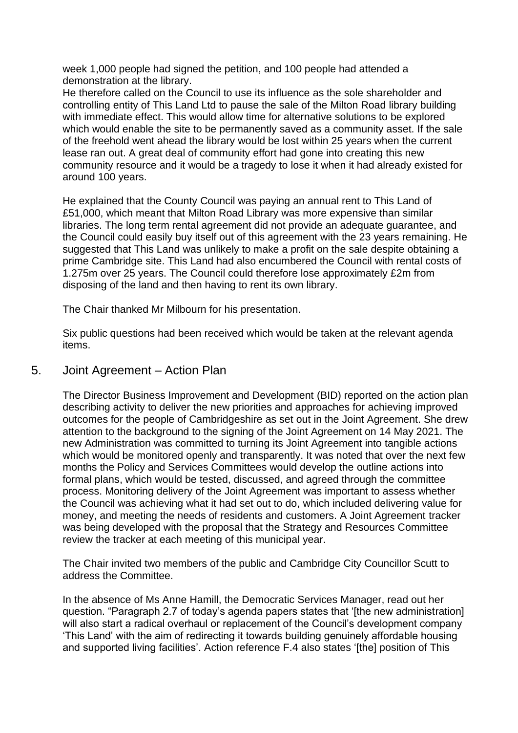week 1,000 people had signed the petition, and 100 people had attended a demonstration at the library.

He therefore called on the Council to use its influence as the sole shareholder and controlling entity of This Land Ltd to pause the sale of the Milton Road library building with immediate effect. This would allow time for alternative solutions to be explored which would enable the site to be permanently saved as a community asset. If the sale of the freehold went ahead the library would be lost within 25 years when the current lease ran out. A great deal of community effort had gone into creating this new community resource and it would be a tragedy to lose it when it had already existed for around 100 years.

He explained that the County Council was paying an annual rent to This Land of £51,000, which meant that Milton Road Library was more expensive than similar libraries. The long term rental agreement did not provide an adequate guarantee, and the Council could easily buy itself out of this agreement with the 23 years remaining. He suggested that This Land was unlikely to make a profit on the sale despite obtaining a prime Cambridge site. This Land had also encumbered the Council with rental costs of 1.275m over 25 years. The Council could therefore lose approximately £2m from disposing of the land and then having to rent its own library.

The Chair thanked Mr Milbourn for his presentation.

Six public questions had been received which would be taken at the relevant agenda items.

## 5. Joint Agreement – Action Plan

The Director Business Improvement and Development (BID) reported on the action plan describing activity to deliver the new priorities and approaches for achieving improved outcomes for the people of Cambridgeshire as set out in the Joint Agreement. She drew attention to the background to the signing of the Joint Agreement on 14 May 2021. The new Administration was committed to turning its Joint Agreement into tangible actions which would be monitored openly and transparently. It was noted that over the next few months the Policy and Services Committees would develop the outline actions into formal plans, which would be tested, discussed, and agreed through the committee process. Monitoring delivery of the Joint Agreement was important to assess whether the Council was achieving what it had set out to do, which included delivering value for money, and meeting the needs of residents and customers. A Joint Agreement tracker was being developed with the proposal that the Strategy and Resources Committee review the tracker at each meeting of this municipal year.

The Chair invited two members of the public and Cambridge City Councillor Scutt to address the Committee.

In the absence of Ms Anne Hamill, the Democratic Services Manager, read out her question. "Paragraph 2.7 of today's agenda papers states that '[the new administration] will also start a radical overhaul or replacement of the Council's development company 'This Land' with the aim of redirecting it towards building genuinely affordable housing and supported living facilities'. Action reference F.4 also states '[the] position of This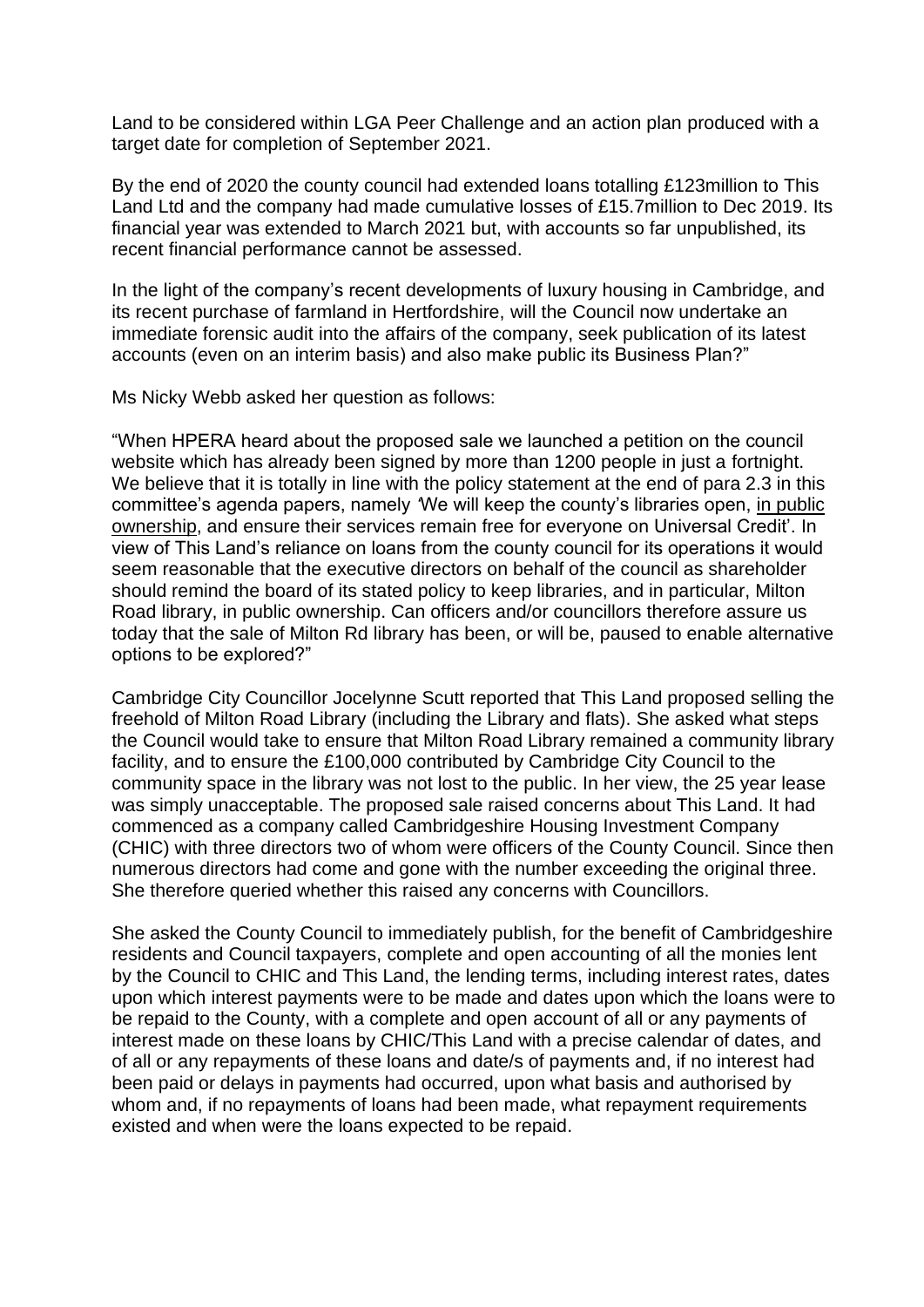Land to be considered within LGA Peer Challenge and an action plan produced with a target date for completion of September 2021.

By the end of 2020 the county council had extended loans totalling £123million to This Land Ltd and the company had made cumulative losses of £15.7million to Dec 2019. Its financial year was extended to March 2021 but, with accounts so far unpublished, its recent financial performance cannot be assessed.

In the light of the company's recent developments of luxury housing in Cambridge, and its recent purchase of farmland in Hertfordshire, will the Council now undertake an immediate forensic audit into the affairs of the company, seek publication of its latest accounts (even on an interim basis) and also make public its Business Plan?"

Ms Nicky Webb asked her question as follows:

"When HPERA heard about the proposed sale we launched a petition on the council website which has already been signed by more than 1200 people in just a fortnight. We believe that it is totally in line with the policy statement at the end of para 2.3 in this committee's agenda papers, namely 'We will keep the county's libraries open, <u>in public ownership</u>, and ensure their services remain free for everyone on Universal Credit'. In view of This Land's reliance on loans from the county council for its operations it would seem reasonable that the executive directors on behalf of the council as shareholder should remind the board of its stated policy to keep libraries, and in particular, Milton Road library, in public ownership. Can officers and/or councillors therefore assure us today that the sale of Milton Rd library has been, or will be, paused to enable alternative options to be explored?"

Cambridge City Councillor Jocelynne Scutt reported that This Land proposed selling the freehold of Milton Road Library (including the Library and flats). She asked what steps the Council would take to ensure that Milton Road Library remained a community library facility, and to ensure the £100,000 contributed by Cambridge City Council to the community space in the library was not lost to the public. In her view, the 25 year lease was simply unacceptable. The proposed sale raised concerns about This Land. It had commenced as a company called Cambridgeshire Housing Investment Company (CHIC) with three directors two of whom were officers of the County Council. Since then numerous directors had come and gone with the number exceeding the original three. She therefore queried whether this raised any concerns with Councillors.

She asked the County Council to immediately publish, for the benefit of Cambridgeshire residents and Council taxpayers, complete and open accounting of all the monies lent by the Council to CHIC and This Land, the lending terms, including interest rates, dates upon which interest payments were to be made and dates upon which the loans were to be repaid to the County, with a complete and open account of all or any payments of interest made on these loans by CHIC/This Land with a precise calendar of dates, and of all or any repayments of these loans and date/s of payments and, if no interest had been paid or delays in payments had occurred, upon what basis and authorised by whom and, if no repayments of loans had been made, what repayment requirements existed and when were the loans expected to be repaid.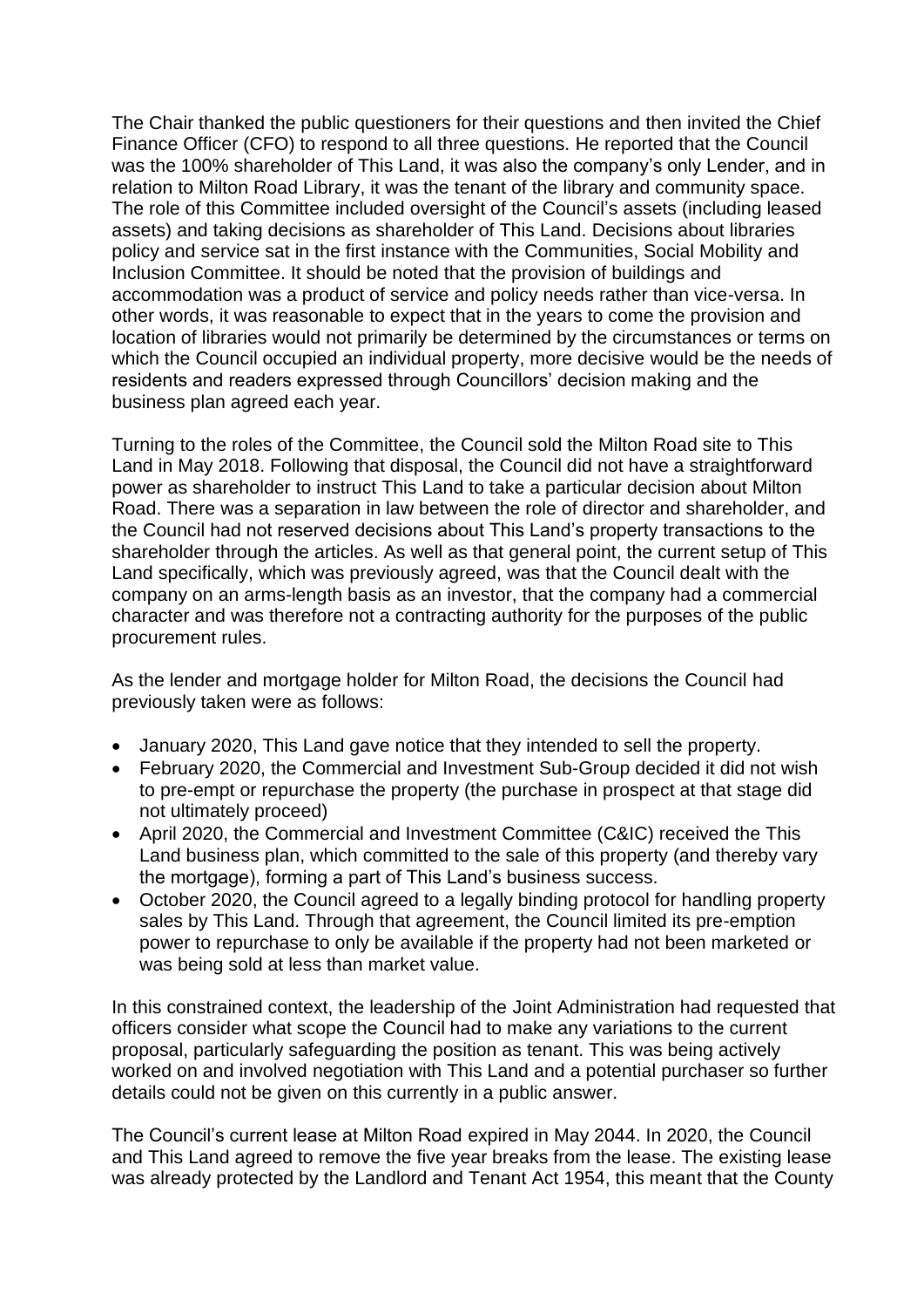The Chair thanked the public questioners for their questions and then invited the Chief Finance Officer (CFO) to respond to all three questions. He reported that the Council was the 100% shareholder of This Land, it was also the company's only Lender, and in relation to Milton Road Library, it was the tenant of the library and community space. The role of this Committee included oversight of the Council's assets (including leased assets) and taking decisions as shareholder of This Land. Decisions about libraries policy and service sat in the first instance with the Communities, Social Mobility and Inclusion Committee. It should be noted that the provision of buildings and accommodation was a product of service and policy needs rather than vice-versa. In other words, it was reasonable to expect that in the years to come the provision and location of libraries would not primarily be determined by the circumstances or terms on which the Council occupied an individual property, more decisive would be the needs of residents and readers expressed through Councillors' decision making and the business plan agreed each year.

Turning to the roles of the Committee, the Council sold the Milton Road site to This Land in May 2018. Following that disposal, the Council did not have a straightforward power as shareholder to instruct This Land to take a particular decision about Milton Road. There was a separation in law between the role of director and shareholder, and the Council had not reserved decisions about This Land's property transactions to the shareholder through the articles. As well as that general point, the current setup of This Land specifically, which was previously agreed, was that the Council dealt with the company on an arms-length basis as an investor, that the company had a commercial character and was therefore not a contracting authority for the purposes of the public procurement rules.

As the lender and mortgage holder for Milton Road, the decisions the Council had previously taken were as follows:

- January 2020, This Land gave notice that they intended to sell the property.
- February 2020, the Commercial and Investment Sub-Group decided it did not wish to pre-empt or repurchase the property (the purchase in prospect at that stage did not ultimately proceed)
- April 2020, the Commercial and Investment Committee (C&IC) received the This Land business plan, which committed to the sale of this property (and thereby vary the mortgage), forming a part of This Land's business success.
- October 2020, the Council agreed to a legally binding protocol for handling property sales by This Land. Through that agreement, the Council limited its pre-emption power to repurchase to only be available if the property had not been marketed or was being sold at less than market value.

In this constrained context, the leadership of the Joint Administration had requested that officers consider what scope the Council had to make any variations to the current proposal, particularly safeguarding the position as tenant. This was being actively worked on and involved negotiation with This Land and a potential purchaser so further details could not be given on this currently in a public answer.

The Council's current lease at Milton Road expired in May 2044. In 2020, the Council and This Land agreed to remove the five year breaks from the lease. The existing lease was already protected by the Landlord and Tenant Act 1954, this meant that the County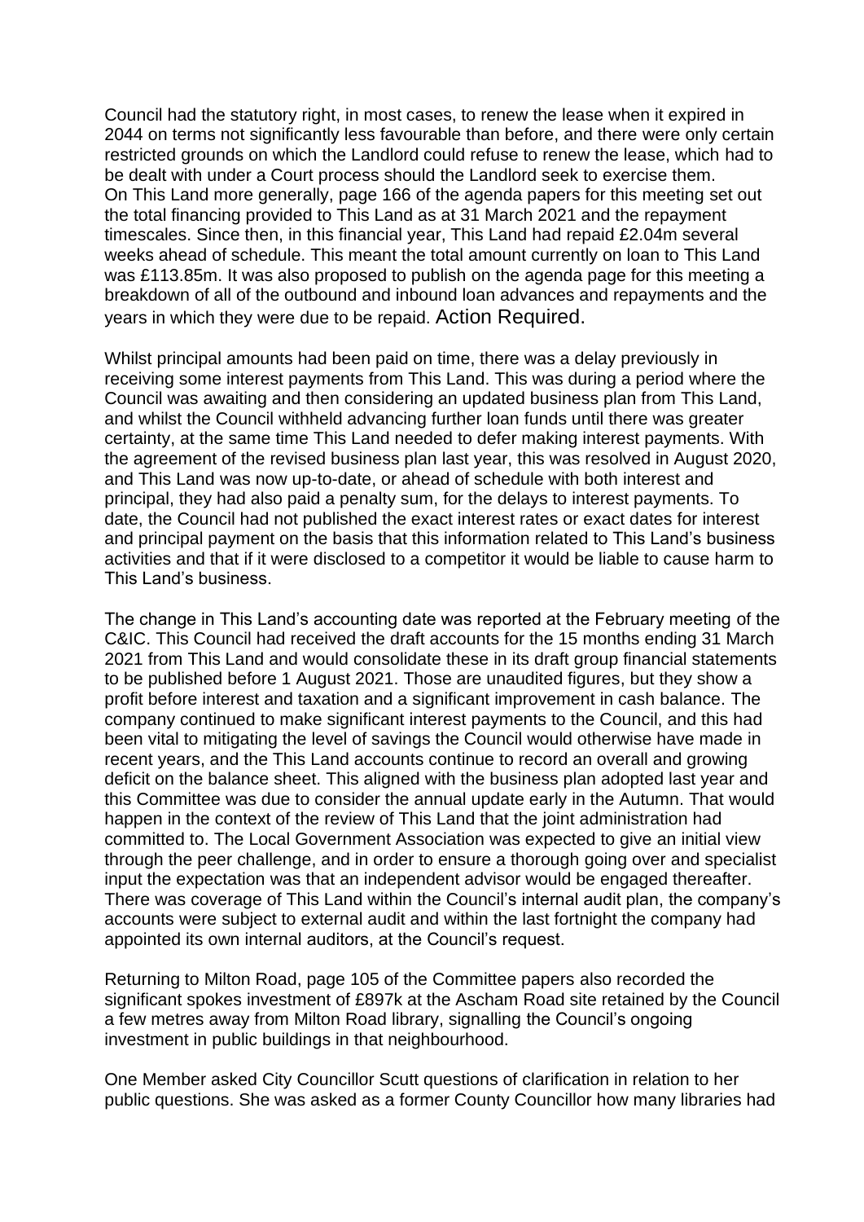Council had the statutory right, in most cases, to renew the lease when it expired in 2044 on terms not significantly less favourable than before, and there were only certain restricted grounds on which the Landlord could refuse to renew the lease, which had to be dealt with under a Court process should the Landlord seek to exercise them. On This Land more generally, page 166 of the agenda papers for this meeting set out the total financing provided to This Land as at 31 March 2021 and the repayment timescales. Since then, in this financial year, This Land had repaid £2.04m several weeks ahead of schedule. This meant the total amount currently on loan to This Land was £113.85m. It was also proposed to publish on the agenda page for this meeting a breakdown of all of the outbound and inbound loan advances and repayments and the years in which they were due to be repaid. Action Required.

Whilst principal amounts had been paid on time, there was a delay previously in receiving some interest payments from This Land. This was during a period where the Council was awaiting and then considering an updated business plan from This Land, and whilst the Council withheld advancing further loan funds until there was greater certainty, at the same time This Land needed to defer making interest payments. With the agreement of the revised business plan last year, this was resolved in August 2020, and This Land was now up-to-date, or ahead of schedule with both interest and principal, they had also paid a penalty sum, for the delays to interest payments. To date, the Council had not published the exact interest rates or exact dates for interest and principal payment on the basis that this information related to This Land's business activities and that if it were disclosed to a competitor it would be liable to cause harm to This Land's business.

The change in This Land's accounting date was reported at the February meeting of the C&IC. This Council had received the draft accounts for the 15 months ending 31 March 2021 from This Land and would consolidate these in its draft group financial statements to be published before 1 August 2021. Those are unaudited figures, but they show a profit before interest and taxation and a significant improvement in cash balance. The company continued to make significant interest payments to the Council, and this had been vital to mitigating the level of savings the Council would otherwise have made in recent years, and the This Land accounts continue to record an overall and growing deficit on the balance sheet. This aligned with the business plan adopted last year and this Committee was due to consider the annual update early in the Autumn. That would happen in the context of the review of This Land that the joint administration had committed to. The Local Government Association was expected to give an initial view through the peer challenge, and in order to ensure a thorough going over and specialist input the expectation was that an independent advisor would be engaged thereafter. There was coverage of This Land within the Council's internal audit plan, the company's accounts were subject to external audit and within the last fortnight the company had appointed its own internal auditors, at the Council's request.

Returning to Milton Road, page 105 of the Committee papers also recorded the significant spokes investment of £897k at the Ascham Road site retained by the Council a few metres away from Milton Road library, signalling the Council's ongoing investment in public buildings in that neighbourhood.

One Member asked City Councillor Scutt questions of clarification in relation to her public questions. She was asked as a former County Councillor how many libraries had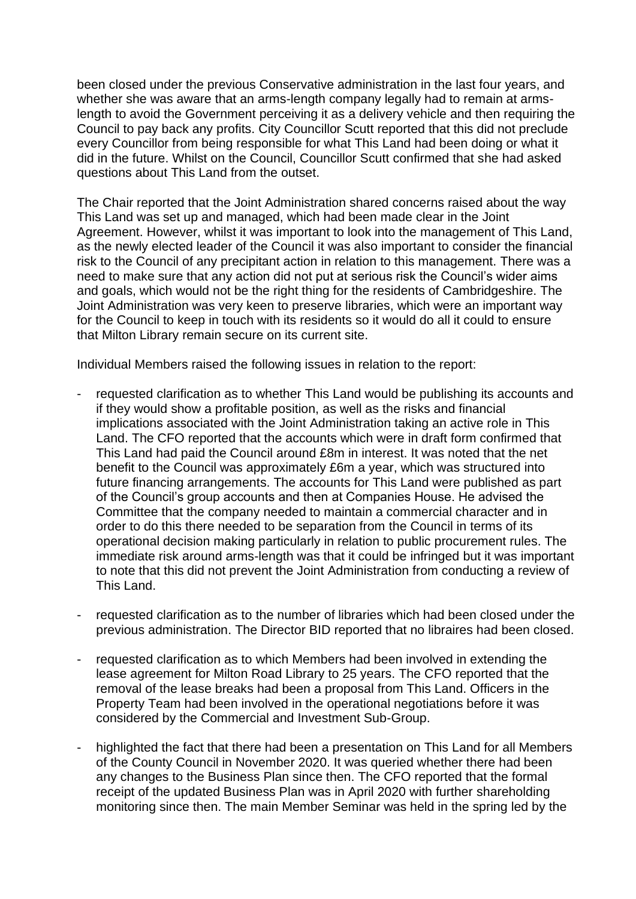been closed under the previous Conservative administration in the last four years, and whether she was aware that an arms-length company legally had to remain at arms-length to avoid the Government perceiving it as a delivery vehicle and then requiring the Council to pay back any profits. City Councillor Scutt reported that this did not preclude every Councillor from being responsible for what This Land had been doing or what it did in the future. Whilst on the Council, Councillor Scutt confirmed that she had asked questions about This Land from the outset.

The Chair reported that the Joint Administration shared concerns raised about the way This Land was set up and managed, which had been made clear in the Joint Agreement. However, whilst it was important to look into the management of This Land, as the newly elected leader of the Council it was also important to consider the financial risk to the Council of any precipitant action in relation to this management. There was a need to make sure that any action did not put at serious risk the Council's wider aims and goals, which would not be the right thing for the residents of Cambridgeshire. The Joint Administration was very keen to preserve libraries, which were an important way for the Council to keep in touch with its residents so it would do all it could to ensure that Milton Library remain secure on its current site.

Individual Members raised the following issues in relation to the report:

- requested clarification as to whether This Land would be publishing its accounts and if they would show a profitable position, as well as the risks and financial implications associated with the Joint Administration taking an active role in This Land. The CFO reported that the accounts which were in draft form confirmed that This Land had paid the Council around £8m in interest. It was noted that the net benefit to the Council was approximately £6m a year, which was structured into future financing arrangements. The accounts for This Land were published as part of the Council's group accounts and then at Companies House. He advised the Committee that the company needed to maintain a commercial character and in order to do this there needed to be separation from the Council in terms of its operational decision making particularly in relation to public procurement rules. The immediate risk around arms-length was that it could be infringed but it was important to note that this did not prevent the Joint Administration from conducting a review of This Land.

- requested clarification as to the number of libraries which had been closed under the previous administration. The Director BID reported that no libraires had been closed.

- requested clarification as to which Members had been involved in extending the lease agreement for Milton Road Library to 25 years. The CFO reported that the removal of the lease breaks had been a proposal from This Land. Officers in the Property Team had been involved in the operational negotiations before it was considered by the Commercial and Investment Sub-Group.

- highlighted the fact that there had been a presentation on This Land for all Members of the County Council in November 2020. It was queried whether there had been any changes to the Business Plan since then. The CFO reported that the formal receipt of the updated Business Plan was in April 2020 with further shareholding monitoring since then. The main Member Seminar was held in the spring led by the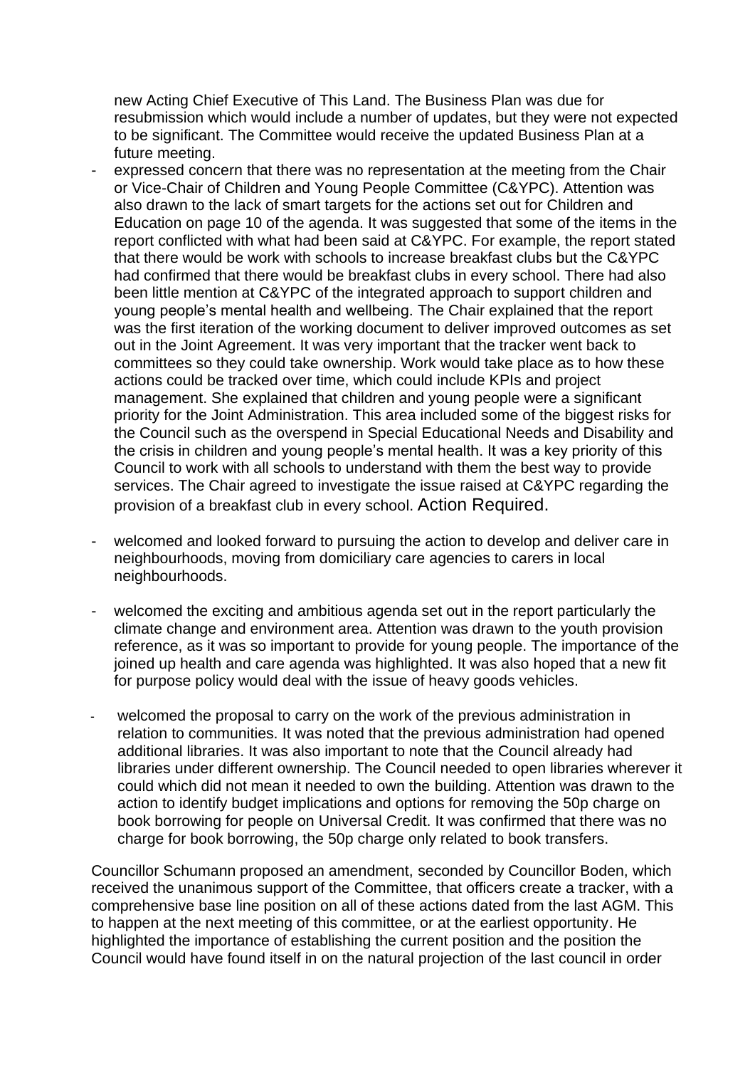new Acting Chief Executive of This Land. The Business Plan was due for resubmission which would include a number of updates, but they were not expected to be significant. The Committee would receive the updated Business Plan at a future meeting.

- expressed concern that there was no representation at the meeting from the Chair or Vice-Chair of Children and Young People Committee (C&YPC). Attention was also drawn to the lack of smart targets for the actions set out for Children and Education on page 10 of the agenda. It was suggested that some of the items in the report conflicted with what had been said at C&YPC. For example, the report stated that there would be work with schools to increase breakfast clubs but the C&YPC had confirmed that there would be breakfast clubs in every school. There had also been little mention at C&YPC of the integrated approach to support children and young people's mental health and wellbeing. The Chair explained that the report was the first iteration of the working document to deliver improved outcomes as set out in the Joint Agreement. It was very important that the tracker went back to committees so they could take ownership. Work would take place as to how these actions could be tracked over time, which could include KPIs and project management. She explained that children and young people were a significant priority for the Joint Administration. This area included some of the biggest risks for the Council such as the overspend in Special Educational Needs and Disability and the crisis in children and young people's mental health. It was a key priority of this Council to work with all schools to understand with them the best way to provide services. The Chair agreed to investigate the issue raised at C&YPC regarding the provision of a breakfast club in every school. Action Required.

- welcomed and looked forward to pursuing the action to develop and deliver care in neighbourhoods, moving from domiciliary care agencies to carers in local neighbourhoods.

- welcomed the exciting and ambitious agenda set out in the report particularly the climate change and environment area. Attention was drawn to the youth provision reference, as it was so important to provide for young people. The importance of the joined up health and care agenda was highlighted. It was also hoped that a new fit for purpose policy would deal with the issue of heavy goods vehicles.

- welcomed the proposal to carry on the work of the previous administration in relation to communities. It was noted that the previous administration had opened additional libraries. It was also important to note that the Council already had libraries under different ownership. The Council needed to open libraries wherever it could which did not mean it needed to own the building. Attention was drawn to the action to identify budget implications and options for removing the 50p charge on book borrowing for people on Universal Credit. It was confirmed that there was no charge for book borrowing, the 50p charge only related to book transfers.

Councillor Schumann proposed an amendment, seconded by Councillor Boden, which received the unanimous support of the Committee, that officers create a tracker, with a comprehensive base line position on all of these actions dated from the last AGM. This to happen at the next meeting of this committee, or at the earliest opportunity. He highlighted the importance of establishing the current position and the position the Council would have found itself in on the natural projection of the last council in order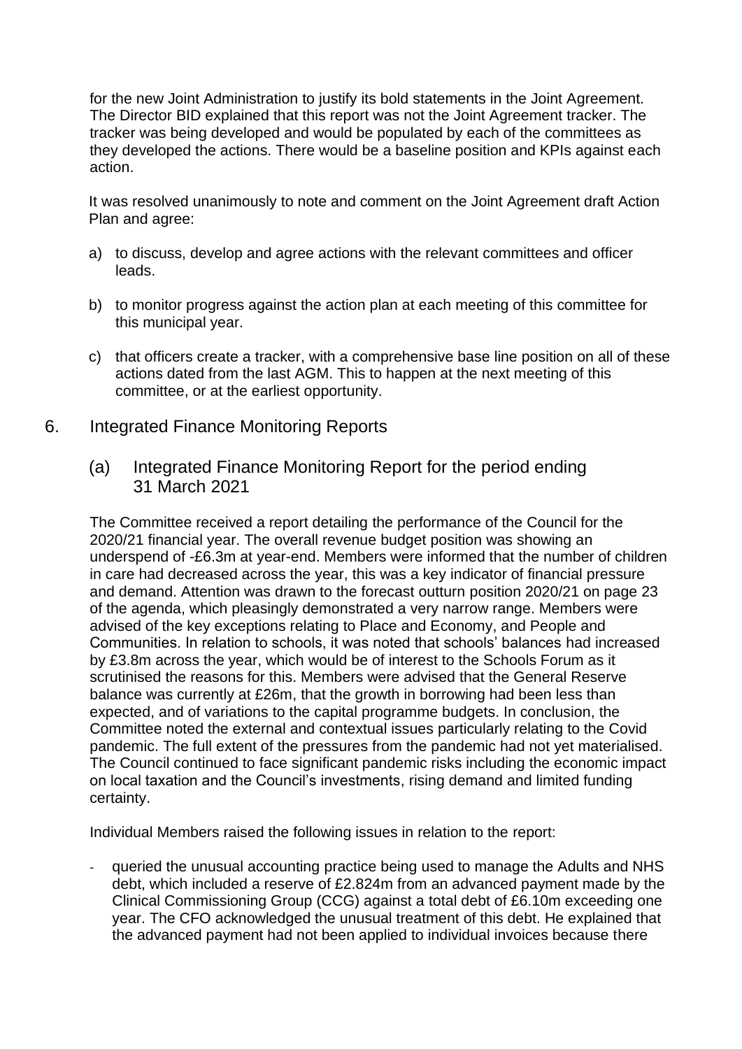for the new Joint Administration to justify its bold statements in the Joint Agreement. The Director BID explained that this report was not the Joint Agreement tracker. The tracker was being developed and would be populated by each of the committees as they developed the actions. There would be a baseline position and KPIs against each action.

It was resolved unanimously to note and comment on the Joint Agreement draft Action Plan and agree:

a) to discuss, develop and agree actions with the relevant committees and officer leads.

b) to monitor progress against the action plan at each meeting of this committee for this municipal year.

c) that officers create a tracker, with a comprehensive base line position on all of these actions dated from the last AGM. This to happen at the next meeting of this committee, or at the earliest opportunity.

## 6. Integrated Finance Monitoring Reports

### (a) Integrated Finance Monitoring Report for the period ending 31 March 2021

The Committee received a report detailing the performance of the Council for the 2020/21 financial year. The overall revenue budget position was showing an underspend of -£6.3m at year-end. Members were informed that the number of children in care had decreased across the year, this was a key indicator of financial pressure and demand. Attention was drawn to the forecast outturn position 2020/21 on page 23 of the agenda, which pleasingly demonstrated a very narrow range. Members were advised of the key exceptions relating to Place and Economy, and People and Communities. In relation to schools, it was noted that schools' balances had increased by £3.8m across the year, which would be of interest to the Schools Forum as it scrutinised the reasons for this. Members were advised that the General Reserve balance was currently at £26m, that the growth in borrowing had been less than expected, and of variations to the capital programme budgets. In conclusion, the Committee noted the external and contextual issues particularly relating to the Covid pandemic. The full extent of the pressures from the pandemic had not yet materialised. The Council continued to face significant pandemic risks including the economic impact on local taxation and the Council's investments, rising demand and limited funding certainty.

Individual Members raised the following issues in relation to the report:

- queried the unusual accounting practice being used to manage the Adults and NHS debt, which included a reserve of £2.824m from an advanced payment made by the Clinical Commissioning Group (CCG) against a total debt of £6.10m exceeding one year. The CFO acknowledged the unusual treatment of this debt. He explained that the advanced payment had not been applied to individual invoices because there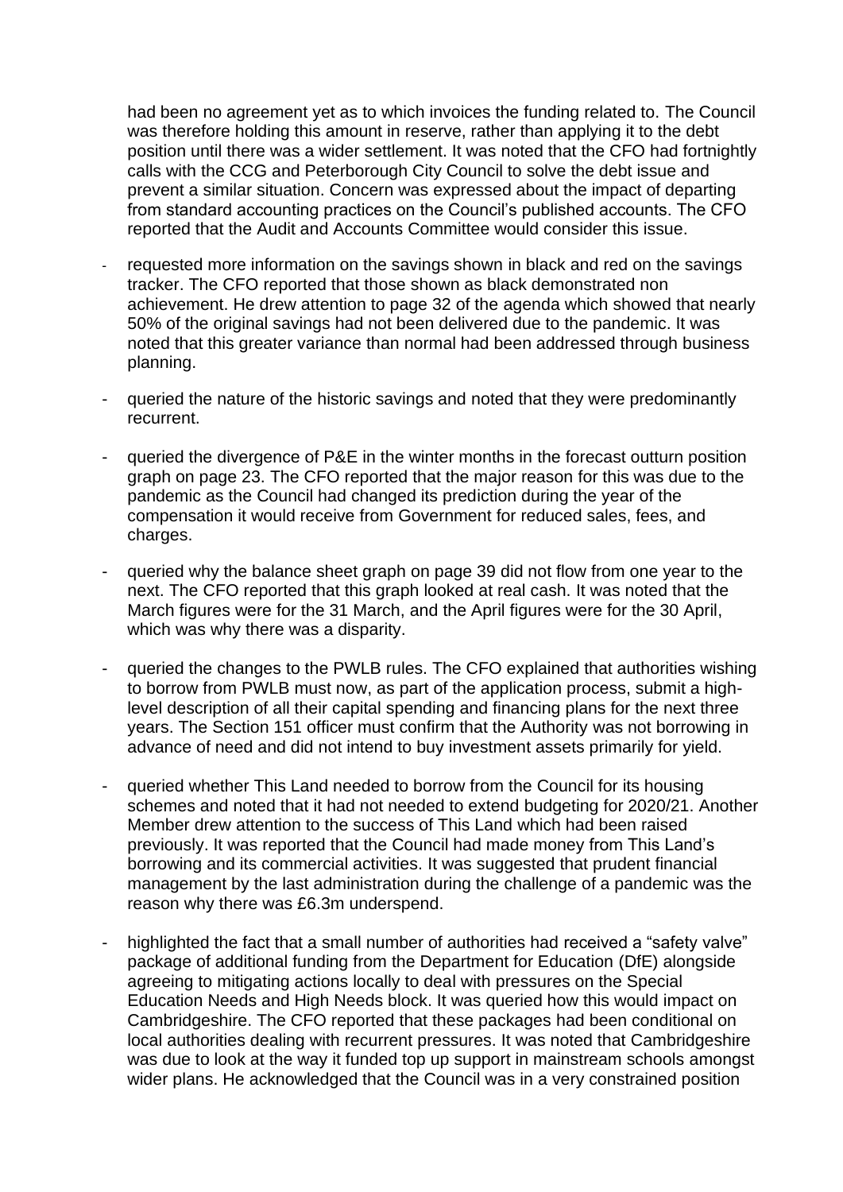had been no agreement yet as to which invoices the funding related to. The Council was therefore holding this amount in reserve, rather than applying it to the debt position until there was a wider settlement. It was noted that the CFO had fortnightly calls with the CCG and Peterborough City Council to solve the debt issue and prevent a similar situation. Concern was expressed about the impact of departing from standard accounting practices on the Council's published accounts. The CFO reported that the Audit and Accounts Committee would consider this issue.

- requested more information on the savings shown in black and red on the savings tracker. The CFO reported that those shown as black demonstrated non achievement. He drew attention to page 32 of the agenda which showed that nearly 50% of the original savings had not been delivered due to the pandemic. It was noted that this greater variance than normal had been addressed through business planning.

- queried the nature of the historic savings and noted that they were predominantly recurrent.

- queried the divergence of P&E in the winter months in the forecast outturn position graph on page 23. The CFO reported that the major reason for this was due to the pandemic as the Council had changed its prediction during the year of the compensation it would receive from Government for reduced sales, fees, and charges.

- queried why the balance sheet graph on page 39 did not flow from one year to the next. The CFO reported that this graph looked at real cash. It was noted that the March figures were for the 31 March, and the April figures were for the 30 April, which was why there was a disparity.

- queried the changes to the PWLB rules. The CFO explained that authorities wishing to borrow from PWLB must now, as part of the application process, submit a high-level description of all their capital spending and financing plans for the next three years. The Section 151 officer must confirm that the Authority was not borrowing in advance of need and did not intend to buy investment assets primarily for yield.

- queried whether This Land needed to borrow from the Council for its housing schemes and noted that it had not needed to extend budgeting for 2020/21. Another Member drew attention to the success of This Land which had been raised previously. It was reported that the Council had made money from This Land's borrowing and its commercial activities. It was suggested that prudent financial management by the last administration during the challenge of a pandemic was the reason why there was £6.3m underspend.

- highlighted the fact that a small number of authorities had received a "safety valve" package of additional funding from the Department for Education (DfE) alongside agreeing to mitigating actions locally to deal with pressures on the Special Education Needs and High Needs block. It was queried how this would impact on Cambridgeshire. The CFO reported that these packages had been conditional on local authorities dealing with recurrent pressures. It was noted that Cambridgeshire was due to look at the way it funded top up support in mainstream schools amongst wider plans. He acknowledged that the Council was in a very constrained position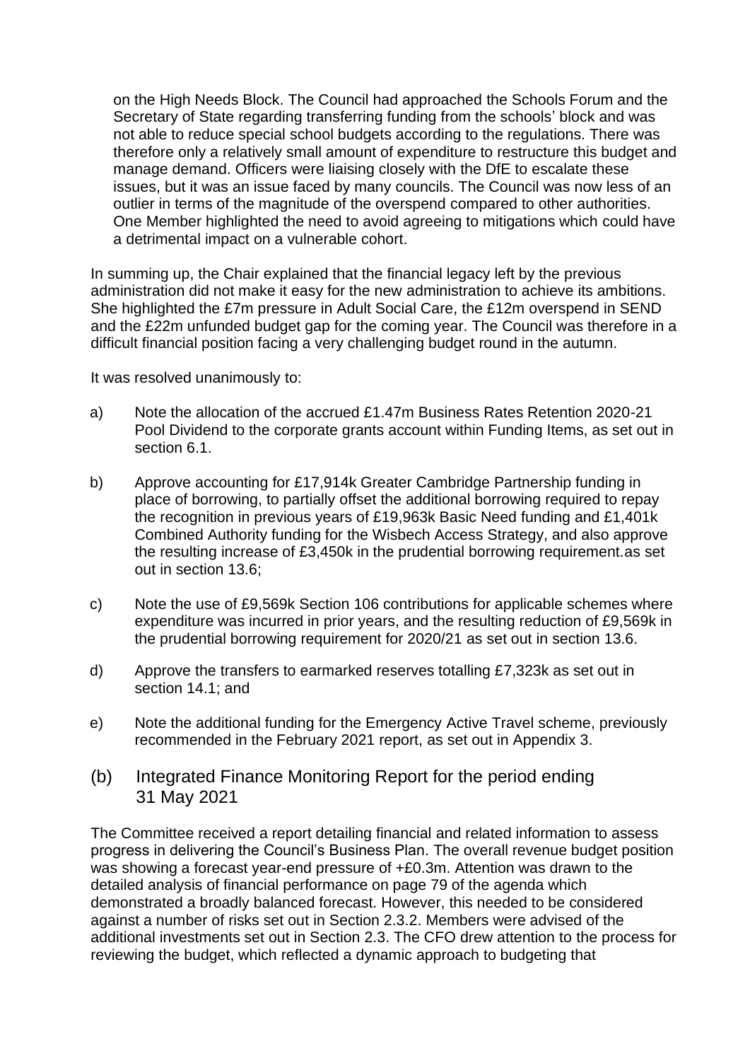on the High Needs Block. The Council had approached the Schools Forum and the Secretary of State regarding transferring funding from the schools' block and was not able to reduce special school budgets according to the regulations. There was therefore only a relatively small amount of expenditure to restructure this budget and manage demand. Officers were liaising closely with the DfE to escalate these issues, but it was an issue faced by many councils. The Council was now less of an outlier in terms of the magnitude of the overspend compared to other authorities. One Member highlighted the need to avoid agreeing to mitigations which could have a detrimental impact on a vulnerable cohort.

In summing up, the Chair explained that the financial legacy left by the previous administration did not make it easy for the new administration to achieve its ambitions. She highlighted the £7m pressure in Adult Social Care, the £12m overspend in SEND and the £22m unfunded budget gap for the coming year. The Council was therefore in a difficult financial position facing a very challenging budget round in the autumn.

It was resolved unanimously to:

a) Note the allocation of the accrued £1.47m Business Rates Retention 2020-21 Pool Dividend to the corporate grants account within Funding Items, as set out in section 6.1.

b) Approve accounting for £17,914k Greater Cambridge Partnership funding in place of borrowing, to partially offset the additional borrowing required to repay the recognition in previous years of £19,963k Basic Need funding and £1,401k Combined Authority funding for the Wisbech Access Strategy, and also approve the resulting increase of £3,450k in the prudential borrowing requirement.as set out in section 13.6;

c) Note the use of £9,569k Section 106 contributions for applicable schemes where expenditure was incurred in prior years, and the resulting reduction of £9,569k in the prudential borrowing requirement for 2020/21 as set out in section 13.6.

d) Approve the transfers to earmarked reserves totalling £7,323k as set out in section 14.1; and

e) Note the additional funding for the Emergency Active Travel scheme, previously recommended in the February 2021 report, as set out in Appendix 3.

## (b) Integrated Finance Monitoring Report for the period ending 31 May 2021

The Committee received a report detailing financial and related information to assess progress in delivering the Council's Business Plan. The overall revenue budget position was showing a forecast year-end pressure of +£0.3m. Attention was drawn to the detailed analysis of financial performance on page 79 of the agenda which demonstrated a broadly balanced forecast. However, this needed to be considered against a number of risks set out in Section 2.3.2. Members were advised of the additional investments set out in Section 2.3. The CFO drew attention to the process for reviewing the budget, which reflected a dynamic approach to budgeting that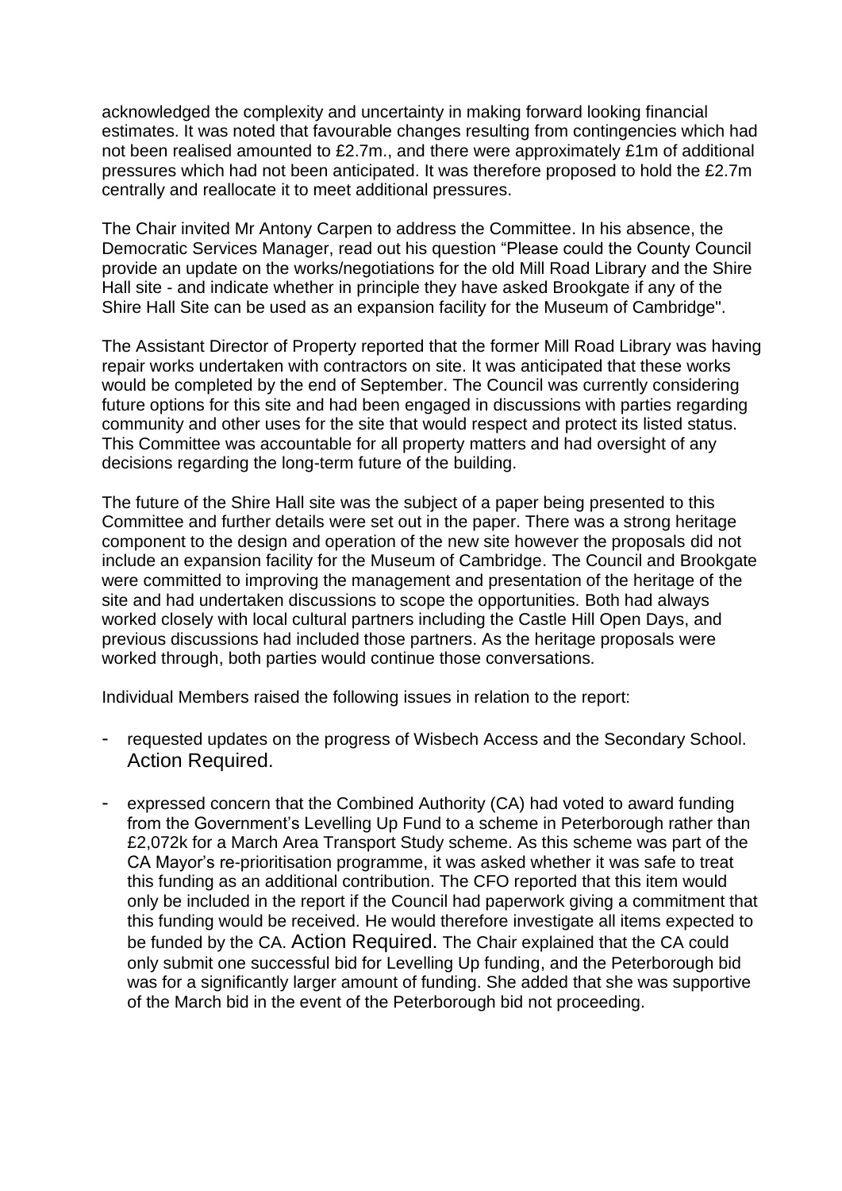acknowledged the complexity and uncertainty in making forward looking financial estimates. It was noted that favourable changes resulting from contingencies which had not been realised amounted to £2.7m., and there were approximately £1m of additional pressures which had not been anticipated. It was therefore proposed to hold the £2.7m centrally and reallocate it to meet additional pressures.

The Chair invited Mr Antony Carpen to address the Committee. In his absence, the Democratic Services Manager, read out his question "Please could the County Council provide an update on the works/negotiations for the old Mill Road Library and the Shire Hall site - and indicate whether in principle they have asked Brookgate if any of the Shire Hall Site can be used as an expansion facility for the Museum of Cambridge".

The Assistant Director of Property reported that the former Mill Road Library was having repair works undertaken with contractors on site. It was anticipated that these works would be completed by the end of September. The Council was currently considering future options for this site and had been engaged in discussions with parties regarding community and other uses for the site that would respect and protect its listed status. This Committee was accountable for all property matters and had oversight of any decisions regarding the long-term future of the building.

The future of the Shire Hall site was the subject of a paper being presented to this Committee and further details were set out in the paper. There was a strong heritage component to the design and operation of the new site however the proposals did not include an expansion facility for the Museum of Cambridge. The Council and Brookgate were committed to improving the management and presentation of the heritage of the site and had undertaken discussions to scope the opportunities. Both had always worked closely with local cultural partners including the Castle Hill Open Days, and previous discussions had included those partners. As the heritage proposals were worked through, both parties would continue those conversations.

Individual Members raised the following issues in relation to the report:

- requested updates on the progress of Wisbech Access and the Secondary School. Action Required.

- expressed concern that the Combined Authority (CA) had voted to award funding from the Government's Levelling Up Fund to a scheme in Peterborough rather than £2,072k for a March Area Transport Study scheme. As this scheme was part of the CA Mayor's re-prioritisation programme, it was asked whether it was safe to treat this funding as an additional contribution. The CFO reported that this item would only be included in the report if the Council had paperwork giving a commitment that this funding would be received. He would therefore investigate all items expected to be funded by the CA. Action Required. The Chair explained that the CA could only submit one successful bid for Levelling Up funding, and the Peterborough bid was for a significantly larger amount of funding. She added that she was supportive of the March bid in the event of the Peterborough bid not proceeding.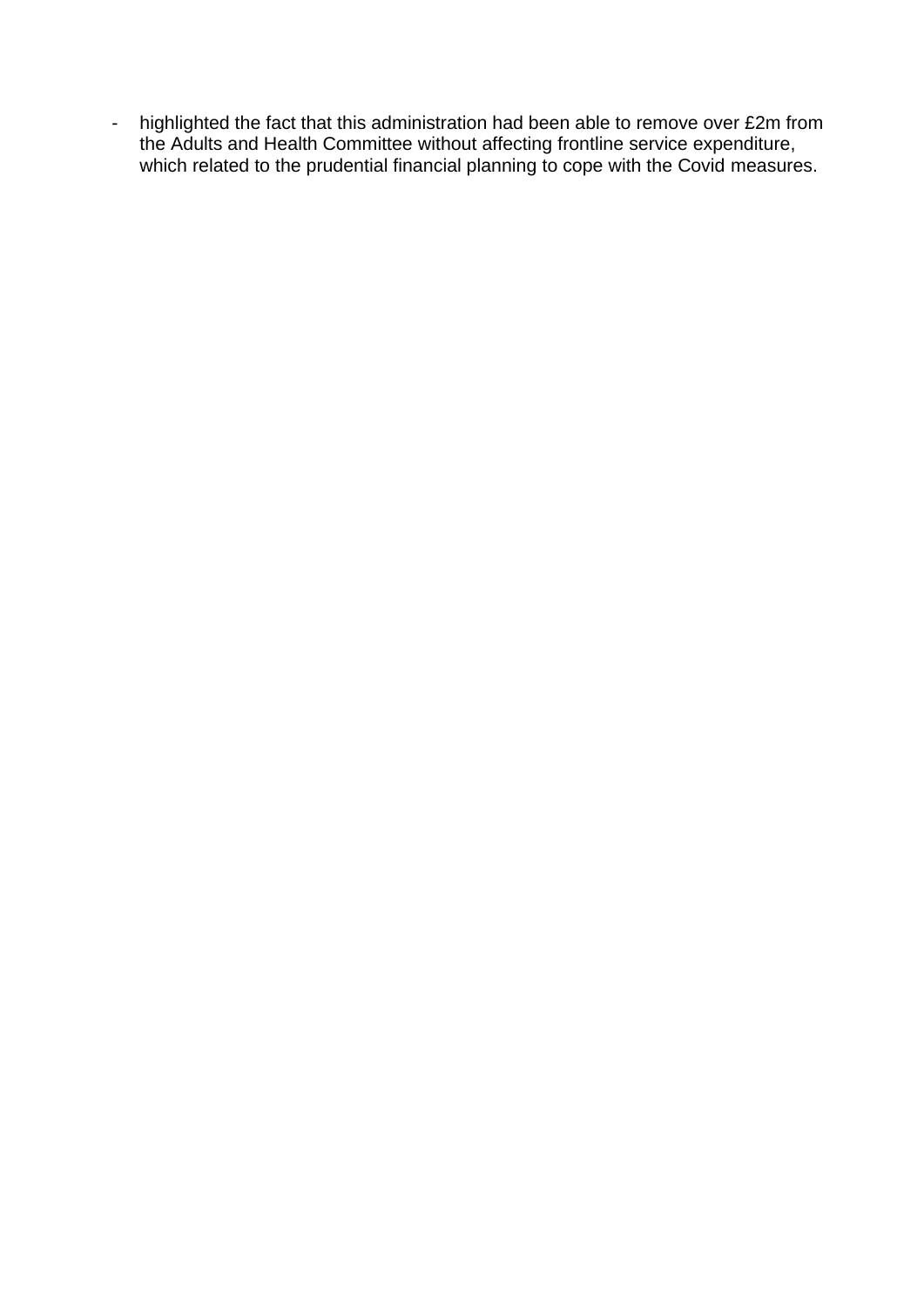- highlighted the fact that this administration had been able to remove over £2m from the Adults and Health Committee without affecting frontline service expenditure, which related to the prudential financial planning to cope with the Covid measures.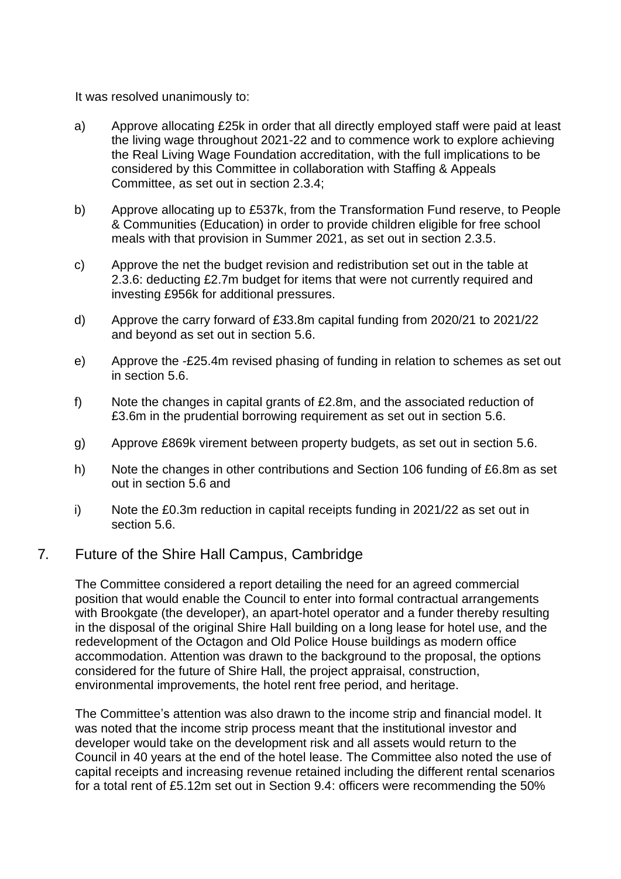It was resolved unanimously to:

a) Approve allocating £25k in order that all directly employed staff were paid at least the living wage throughout 2021-22 and to commence work to explore achieving the Real Living Wage Foundation accreditation, with the full implications to be considered by this Committee in collaboration with Staffing & Appeals Committee, as set out in section 2.3.4;

b) Approve allocating up to £537k, from the Transformation Fund reserve, to People & Communities (Education) in order to provide children eligible for free school meals with that provision in Summer 2021, as set out in section 2.3.5.

c) Approve the net the budget revision and redistribution set out in the table at 2.3.6: deducting £2.7m budget for items that were not currently required and investing £956k for additional pressures.

d) Approve the carry forward of £33.8m capital funding from 2020/21 to 2021/22 and beyond as set out in section 5.6.

e) Approve the -£25.4m revised phasing of funding in relation to schemes as set out in section 5.6.

f) Note the changes in capital grants of £2.8m, and the associated reduction of £3.6m in the prudential borrowing requirement as set out in section 5.6.

g) Approve £869k virement between property budgets, as set out in section 5.6.

h) Note the changes in other contributions and Section 106 funding of £6.8m as set out in section 5.6 and

i) Note the £0.3m reduction in capital receipts funding in 2021/22 as set out in section 5.6.

## 7. Future of the Shire Hall Campus, Cambridge

The Committee considered a report detailing the need for an agreed commercial position that would enable the Council to enter into formal contractual arrangements with Brookgate (the developer), an apart-hotel operator and a funder thereby resulting in the disposal of the original Shire Hall building on a long lease for hotel use, and the redevelopment of the Octagon and Old Police House buildings as modern office accommodation. Attention was drawn to the background to the proposal, the options considered for the future of Shire Hall, the project appraisal, construction, environmental improvements, the hotel rent free period, and heritage.

The Committee's attention was also drawn to the income strip and financial model. It was noted that the income strip process meant that the institutional investor and developer would take on the development risk and all assets would return to the Council in 40 years at the end of the hotel lease. The Committee also noted the use of capital receipts and increasing revenue retained including the different rental scenarios for a total rent of £5.12m set out in Section 9.4: officers were recommending the 50%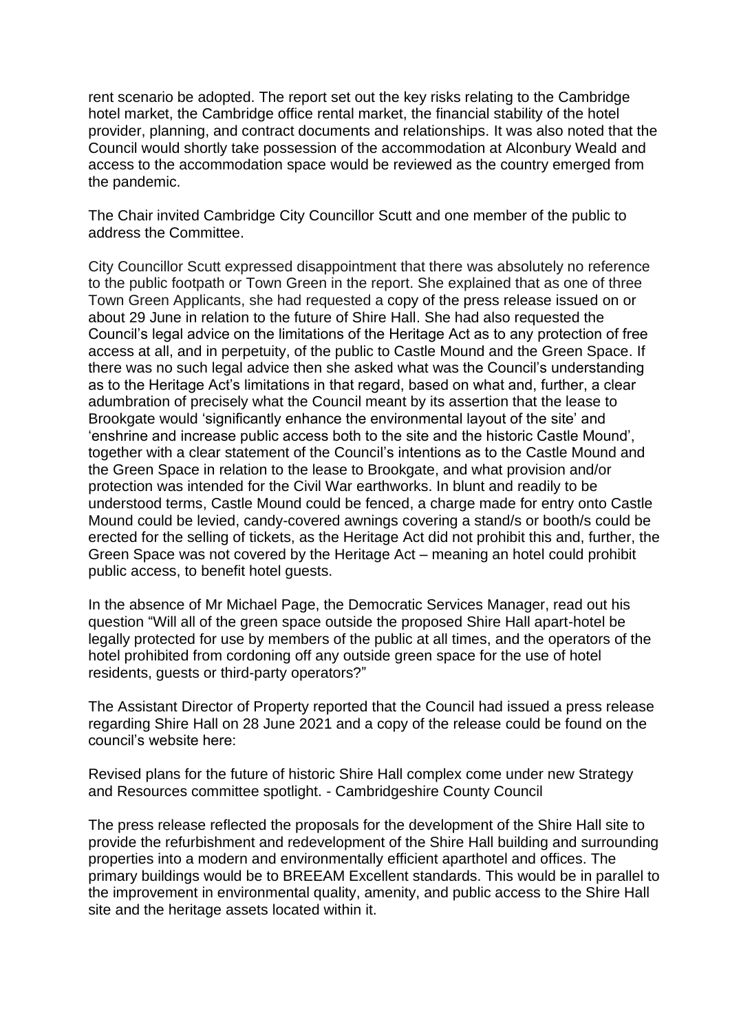rent scenario be adopted. The report set out the key risks relating to the Cambridge hotel market, the Cambridge office rental market, the financial stability of the hotel provider, planning, and contract documents and relationships. It was also noted that the Council would shortly take possession of the accommodation at Alconbury Weald and access to the accommodation space would be reviewed as the country emerged from the pandemic.

The Chair invited Cambridge City Councillor Scutt and one member of the public to address the Committee.

City Councillor Scutt expressed disappointment that there was absolutely no reference to the public footpath or Town Green in the report. She explained that as one of three Town Green Applicants, she had requested a copy of the press release issued on or about 29 June in relation to the future of Shire Hall. She had also requested the Council's legal advice on the limitations of the Heritage Act as to any protection of free access at all, and in perpetuity, of the public to Castle Mound and the Green Space. If there was no such legal advice then she asked what was the Council's understanding as to the Heritage Act's limitations in that regard, based on what and, further, a clear adumbration of precisely what the Council meant by its assertion that the lease to Brookgate would 'significantly enhance the environmental layout of the site' and 'enshrine and increase public access both to the site and the historic Castle Mound', together with a clear statement of the Council's intentions as to the Castle Mound and the Green Space in relation to the lease to Brookgate, and what provision and/or protection was intended for the Civil War earthworks. In blunt and readily to be understood terms, Castle Mound could be fenced, a charge made for entry onto Castle Mound could be levied, candy-covered awnings covering a stand/s or booth/s could be erected for the selling of tickets, as the Heritage Act did not prohibit this and, further, the Green Space was not covered by the Heritage Act – meaning an hotel could prohibit public access, to benefit hotel guests.

In the absence of Mr Michael Page, the Democratic Services Manager, read out his question "Will all of the green space outside the proposed Shire Hall apart-hotel be legally protected for use by members of the public at all times, and the operators of the hotel prohibited from cordoning off any outside green space for the use of hotel residents, guests or third-party operators?"

The Assistant Director of Property reported that the Council had issued a press release regarding Shire Hall on 28 June 2021 and a copy of the release could be found on the council's website here:

Revised plans for the future of historic Shire Hall complex come under new Strategy and Resources committee spotlight. - Cambridgeshire County Council

The press release reflected the proposals for the development of the Shire Hall site to provide the refurbishment and redevelopment of the Shire Hall building and surrounding properties into a modern and environmentally efficient aparthotel and offices. The primary buildings would be to BREEAM Excellent standards. This would be in parallel to the improvement in environmental quality, amenity, and public access to the Shire Hall site and the heritage assets located within it.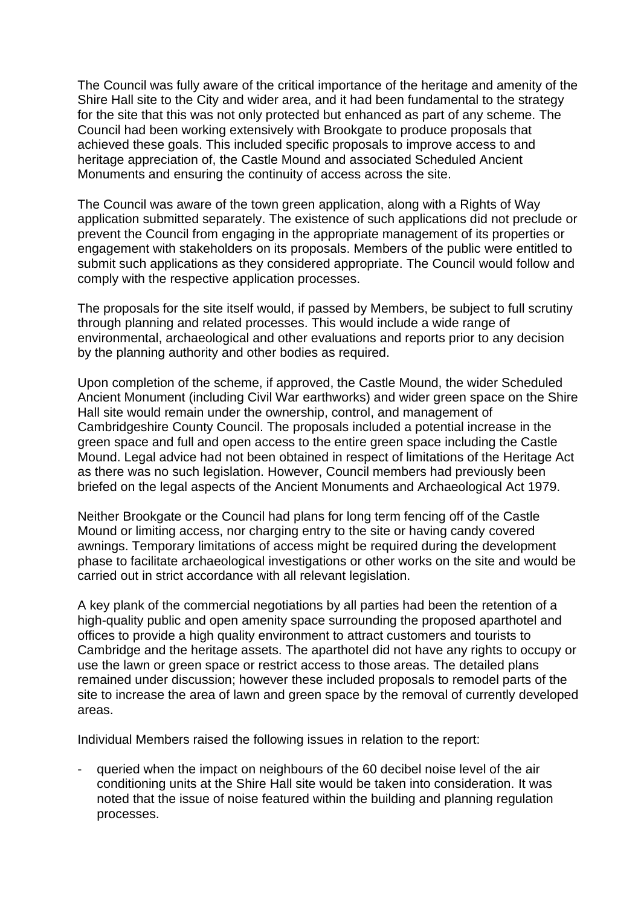The Council was fully aware of the critical importance of the heritage and amenity of the Shire Hall site to the City and wider area, and it had been fundamental to the strategy for the site that this was not only protected but enhanced as part of any scheme. The Council had been working extensively with Brookgate to produce proposals that achieved these goals. This included specific proposals to improve access to and heritage appreciation of, the Castle Mound and associated Scheduled Ancient Monuments and ensuring the continuity of access across the site.

The Council was aware of the town green application, along with a Rights of Way application submitted separately. The existence of such applications did not preclude or prevent the Council from engaging in the appropriate management of its properties or engagement with stakeholders on its proposals. Members of the public were entitled to submit such applications as they considered appropriate. The Council would follow and comply with the respective application processes.

The proposals for the site itself would, if passed by Members, be subject to full scrutiny through planning and related processes. This would include a wide range of environmental, archaeological and other evaluations and reports prior to any decision by the planning authority and other bodies as required.

Upon completion of the scheme, if approved, the Castle Mound, the wider Scheduled Ancient Monument (including Civil War earthworks) and wider green space on the Shire Hall site would remain under the ownership, control, and management of Cambridgeshire County Council. The proposals included a potential increase in the green space and full and open access to the entire green space including the Castle Mound. Legal advice had not been obtained in respect of limitations of the Heritage Act as there was no such legislation. However, Council members had previously been briefed on the legal aspects of the Ancient Monuments and Archaeological Act 1979.

Neither Brookgate or the Council had plans for long term fencing off of the Castle Mound or limiting access, nor charging entry to the site or having candy covered awnings. Temporary limitations of access might be required during the development phase to facilitate archaeological investigations or other works on the site and would be carried out in strict accordance with all relevant legislation.

A key plank of the commercial negotiations by all parties had been the retention of a high-quality public and open amenity space surrounding the proposed aparthotel and offices to provide a high quality environment to attract customers and tourists to Cambridge and the heritage assets. The aparthotel did not have any rights to occupy or use the lawn or green space or restrict access to those areas. The detailed plans remained under discussion; however these included proposals to remodel parts of the site to increase the area of lawn and green space by the removal of currently developed areas.

Individual Members raised the following issues in relation to the report:

- queried when the impact on neighbours of the 60 decibel noise level of the air conditioning units at the Shire Hall site would be taken into consideration. It was noted that the issue of noise featured within the building and planning regulation processes.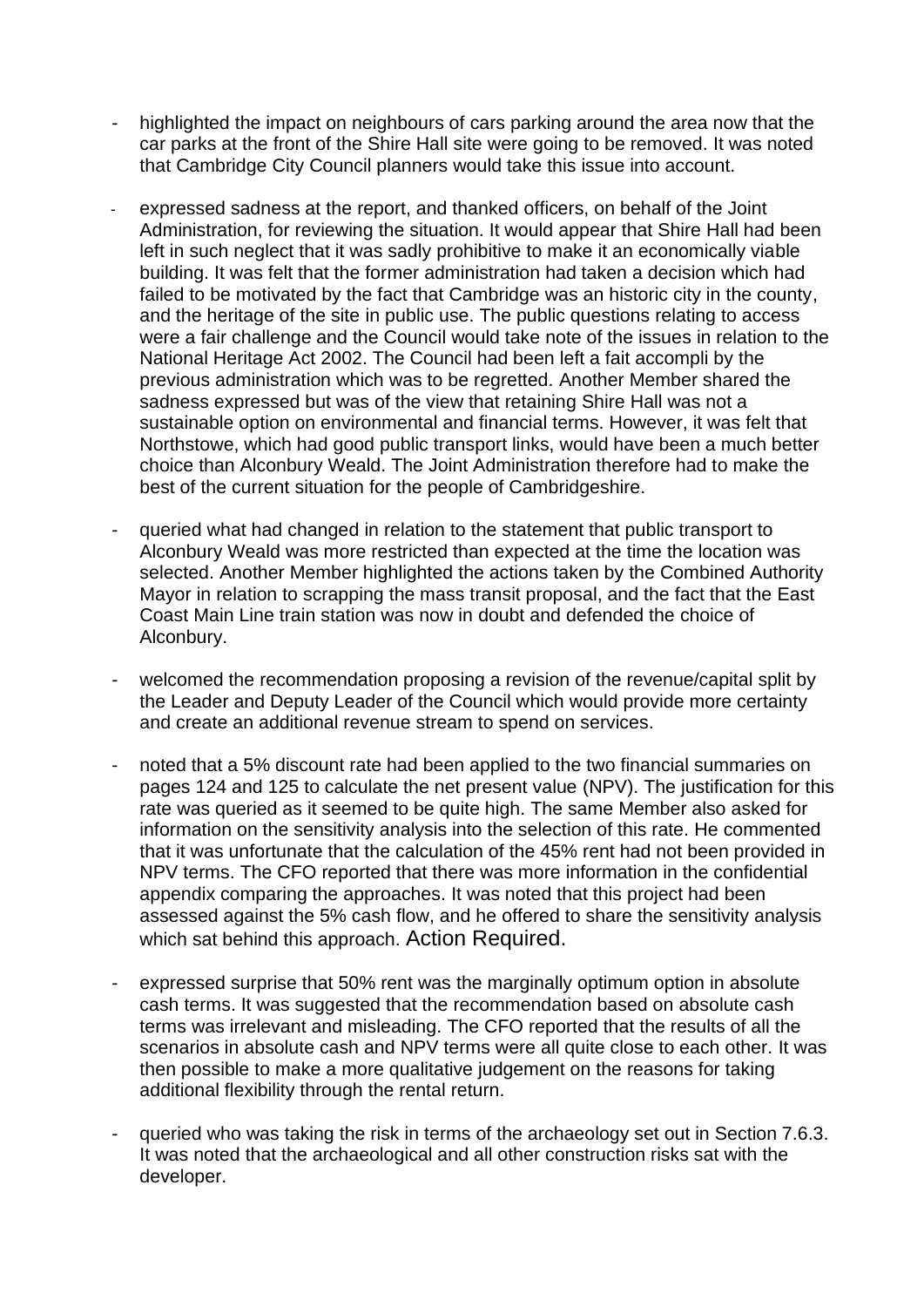- highlighted the impact on neighbours of cars parking around the area now that the car parks at the front of the Shire Hall site were going to be removed. It was noted that Cambridge City Council planners would take this issue into account.

- expressed sadness at the report, and thanked officers, on behalf of the Joint Administration, for reviewing the situation. It would appear that Shire Hall had been left in such neglect that it was sadly prohibitive to make it an economically viable building. It was felt that the former administration had taken a decision which had failed to be motivated by the fact that Cambridge was an historic city in the county, and the heritage of the site in public use. The public questions relating to access were a fair challenge and the Council would take note of the issues in relation to the National Heritage Act 2002. The Council had been left a fait accompli by the previous administration which was to be regretted. Another Member shared the sadness expressed but was of the view that retaining Shire Hall was not a sustainable option on environmental and financial terms. However, it was felt that Northstowe, which had good public transport links, would have been a much better choice than Alconbury Weald. The Joint Administration therefore had to make the best of the current situation for the people of Cambridgeshire.

- queried what had changed in relation to the statement that public transport to Alconbury Weald was more restricted than expected at the time the location was selected. Another Member highlighted the actions taken by the Combined Authority Mayor in relation to scrapping the mass transit proposal, and the fact that the East Coast Main Line train station was now in doubt and defended the choice of Alconbury.

- welcomed the recommendation proposing a revision of the revenue/capital split by the Leader and Deputy Leader of the Council which would provide more certainty and create an additional revenue stream to spend on services.

- noted that a 5% discount rate had been applied to the two financial summaries on pages 124 and 125 to calculate the net present value (NPV). The justification for this rate was queried as it seemed to be quite high. The same Member also asked for information on the sensitivity analysis into the selection of this rate. He commented that it was unfortunate that the calculation of the 45% rent had not been provided in NPV terms. The CFO reported that there was more information in the confidential appendix comparing the approaches. It was noted that this project had been assessed against the 5% cash flow, and he offered to share the sensitivity analysis which sat behind this approach. Action Required.

- expressed surprise that 50% rent was the marginally optimum option in absolute cash terms. It was suggested that the recommendation based on absolute cash terms was irrelevant and misleading. The CFO reported that the results of all the scenarios in absolute cash and NPV terms were all quite close to each other. It was then possible to make a more qualitative judgement on the reasons for taking additional flexibility through the rental return.

- queried who was taking the risk in terms of the archaeology set out in Section 7.6.3. It was noted that the archaeological and all other construction risks sat with the developer.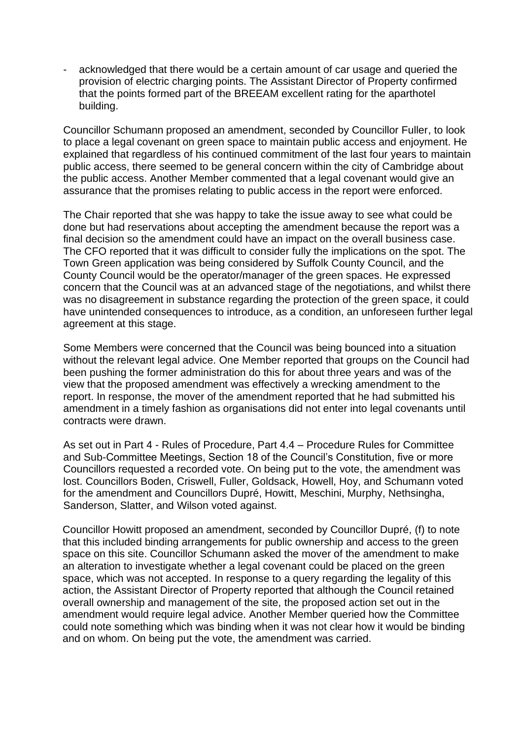- acknowledged that there would be a certain amount of car usage and queried the provision of electric charging points. The Assistant Director of Property confirmed that the points formed part of the BREEAM excellent rating for the aparthotel building.

Councillor Schumann proposed an amendment, seconded by Councillor Fuller, to look to place a legal covenant on green space to maintain public access and enjoyment. He explained that regardless of his continued commitment of the last four years to maintain public access, there seemed to be general concern within the city of Cambridge about the public access. Another Member commented that a legal covenant would give an assurance that the promises relating to public access in the report were enforced.

The Chair reported that she was happy to take the issue away to see what could be done but had reservations about accepting the amendment because the report was a final decision so the amendment could have an impact on the overall business case. The CFO reported that it was difficult to consider fully the implications on the spot. The Town Green application was being considered by Suffolk County Council, and the County Council would be the operator/manager of the green spaces. He expressed concern that the Council was at an advanced stage of the negotiations, and whilst there was no disagreement in substance regarding the protection of the green space, it could have unintended consequences to introduce, as a condition, an unforeseen further legal agreement at this stage.

Some Members were concerned that the Council was being bounced into a situation without the relevant legal advice. One Member reported that groups on the Council had been pushing the former administration do this for about three years and was of the view that the proposed amendment was effectively a wrecking amendment to the report. In response, the mover of the amendment reported that he had submitted his amendment in a timely fashion as organisations did not enter into legal covenants until contracts were drawn.

As set out in Part 4 - Rules of Procedure, Part 4.4 – Procedure Rules for Committee and Sub-Committee Meetings, Section 18 of the Council's Constitution, five or more Councillors requested a recorded vote. On being put to the vote, the amendment was lost. Councillors Boden, Criswell, Fuller, Goldsack, Howell, Hoy, and Schumann voted for the amendment and Councillors Dupré, Howitt, Meschini, Murphy, Nethsingha, Sanderson, Slatter, and Wilson voted against.

Councillor Howitt proposed an amendment, seconded by Councillor Dupré, (f) to note that this included binding arrangements for public ownership and access to the green space on this site. Councillor Schumann asked the mover of the amendment to make an alteration to investigate whether a legal covenant could be placed on the green space, which was not accepted. In response to a query regarding the legality of this action, the Assistant Director of Property reported that although the Council retained overall ownership and management of the site, the proposed action set out in the amendment would require legal advice. Another Member queried how the Committee could note something which was binding when it was not clear how it would be binding and on whom. On being put the vote, the amendment was carried.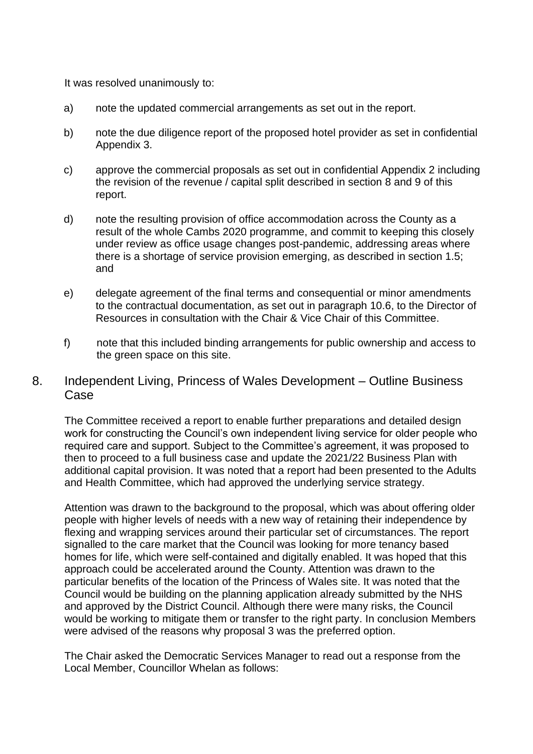It was resolved unanimously to:

a) note the updated commercial arrangements as set out in the report.

b) note the due diligence report of the proposed hotel provider as set in confidential Appendix 3.

c) approve the commercial proposals as set out in confidential Appendix 2 including the revision of the revenue / capital split described in section 8 and 9 of this report.

d) note the resulting provision of office accommodation across the County as a result of the whole Cambs 2020 programme, and commit to keeping this closely under review as office usage changes post-pandemic, addressing areas where there is a shortage of service provision emerging, as described in section 1.5; and

e) delegate agreement of the final terms and consequential or minor amendments to the contractual documentation, as set out in paragraph 10.6, to the Director of Resources in consultation with the Chair & Vice Chair of this Committee.

f) note that this included binding arrangements for public ownership and access to the green space on this site.

## 8. Independent Living, Princess of Wales Development – Outline Business Case

The Committee received a report to enable further preparations and detailed design work for constructing the Council's own independent living service for older people who required care and support. Subject to the Committee's agreement, it was proposed to then to proceed to a full business case and update the 2021/22 Business Plan with additional capital provision. It was noted that a report had been presented to the Adults and Health Committee, which had approved the underlying service strategy.

Attention was drawn to the background to the proposal, which was about offering older people with higher levels of needs with a new way of retaining their independence by flexing and wrapping services around their particular set of circumstances. The report signalled to the care market that the Council was looking for more tenancy based homes for life, which were self-contained and digitally enabled. It was hoped that this approach could be accelerated around the County. Attention was drawn to the particular benefits of the location of the Princess of Wales site. It was noted that the Council would be building on the planning application already submitted by the NHS and approved by the District Council. Although there were many risks, the Council would be working to mitigate them or transfer to the right party. In conclusion Members were advised of the reasons why proposal 3 was the preferred option.

The Chair asked the Democratic Services Manager to read out a response from the Local Member, Councillor Whelan as follows: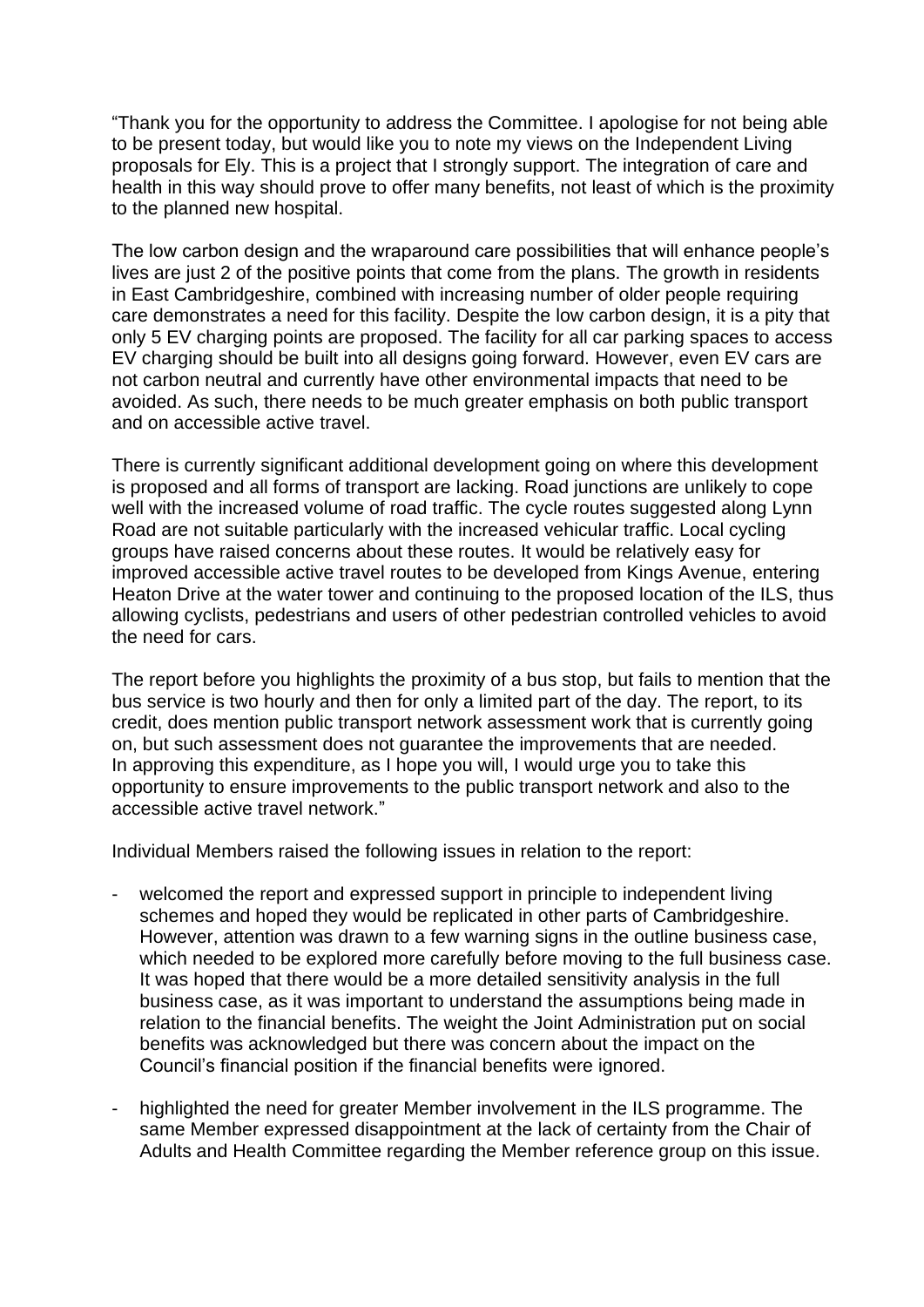"Thank you for the opportunity to address the Committee. I apologise for not being able to be present today, but would like you to note my views on the Independent Living proposals for Ely. This is a project that I strongly support. The integration of care and health in this way should prove to offer many benefits, not least of which is the proximity to the planned new hospital.

The low carbon design and the wraparound care possibilities that will enhance people's lives are just 2 of the positive points that come from the plans. The growth in residents in East Cambridgeshire, combined with increasing number of older people requiring care demonstrates a need for this facility. Despite the low carbon design, it is a pity that only 5 EV charging points are proposed. The facility for all car parking spaces to access EV charging should be built into all designs going forward. However, even EV cars are not carbon neutral and currently have other environmental impacts that need to be avoided. As such, there needs to be much greater emphasis on both public transport and on accessible active travel.

There is currently significant additional development going on where this development is proposed and all forms of transport are lacking. Road junctions are unlikely to cope well with the increased volume of road traffic. The cycle routes suggested along Lynn Road are not suitable particularly with the increased vehicular traffic. Local cycling groups have raised concerns about these routes. It would be relatively easy for improved accessible active travel routes to be developed from Kings Avenue, entering Heaton Drive at the water tower and continuing to the proposed location of the ILS, thus allowing cyclists, pedestrians and users of other pedestrian controlled vehicles to avoid the need for cars.

The report before you highlights the proximity of a bus stop, but fails to mention that the bus service is two hourly and then for only a limited part of the day. The report, to its credit, does mention public transport network assessment work that is currently going on, but such assessment does not guarantee the improvements that are needed. In approving this expenditure, as I hope you will, I would urge you to take this opportunity to ensure improvements to the public transport network and also to the accessible active travel network."

Individual Members raised the following issues in relation to the report:

- welcomed the report and expressed support in principle to independent living schemes and hoped they would be replicated in other parts of Cambridgeshire. However, attention was drawn to a few warning signs in the outline business case, which needed to be explored more carefully before moving to the full business case. It was hoped that there would be a more detailed sensitivity analysis in the full business case, as it was important to understand the assumptions being made in relation to the financial benefits. The weight the Joint Administration put on social benefits was acknowledged but there was concern about the impact on the Council's financial position if the financial benefits were ignored.

- highlighted the need for greater Member involvement in the ILS programme. The same Member expressed disappointment at the lack of certainty from the Chair of Adults and Health Committee regarding the Member reference group on this issue.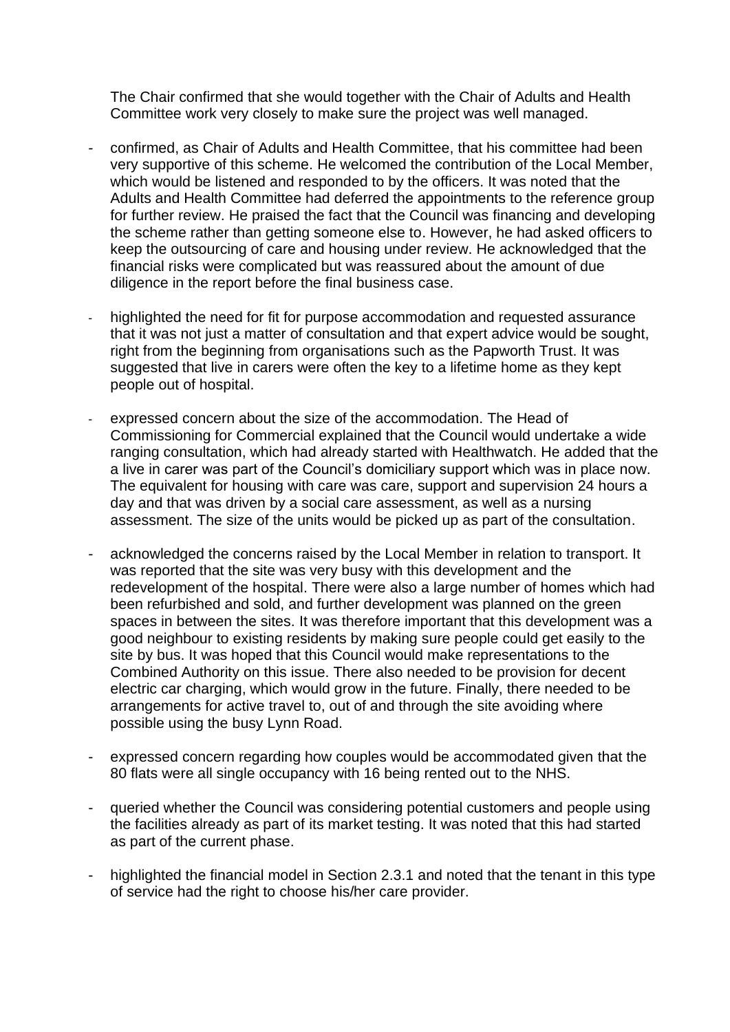The Chair confirmed that she would together with the Chair of Adults and Health Committee work very closely to make sure the project was well managed.

- confirmed, as Chair of Adults and Health Committee, that his committee had been very supportive of this scheme. He welcomed the contribution of the Local Member, which would be listened and responded to by the officers. It was noted that the Adults and Health Committee had deferred the appointments to the reference group for further review. He praised the fact that the Council was financing and developing the scheme rather than getting someone else to. However, he had asked officers to keep the outsourcing of care and housing under review. He acknowledged that the financial risks were complicated but was reassured about the amount of due diligence in the report before the final business case.

- highlighted the need for fit for purpose accommodation and requested assurance that it was not just a matter of consultation and that expert advice would be sought, right from the beginning from organisations such as the Papworth Trust. It was suggested that live in carers were often the key to a lifetime home as they kept people out of hospital.

- expressed concern about the size of the accommodation. The Head of Commissioning for Commercial explained that the Council would undertake a wide ranging consultation, which had already started with Healthwatch. He added that the a live in carer was part of the Council's domiciliary support which was in place now. The equivalent for housing with care was care, support and supervision 24 hours a day and that was driven by a social care assessment, as well as a nursing assessment. The size of the units would be picked up as part of the consultation.

- acknowledged the concerns raised by the Local Member in relation to transport. It was reported that the site was very busy with this development and the redevelopment of the hospital. There were also a large number of homes which had been refurbished and sold, and further development was planned on the green spaces in between the sites. It was therefore important that this development was a good neighbour to existing residents by making sure people could get easily to the site by bus. It was hoped that this Council would make representations to the Combined Authority on this issue. There also needed to be provision for decent electric car charging, which would grow in the future. Finally, there needed to be arrangements for active travel to, out of and through the site avoiding where possible using the busy Lynn Road.

- expressed concern regarding how couples would be accommodated given that the 80 flats were all single occupancy with 16 being rented out to the NHS.

- queried whether the Council was considering potential customers and people using the facilities already as part of its market testing. It was noted that this had started as part of the current phase.

- highlighted the financial model in Section 2.3.1 and noted that the tenant in this type of service had the right to choose his/her care provider.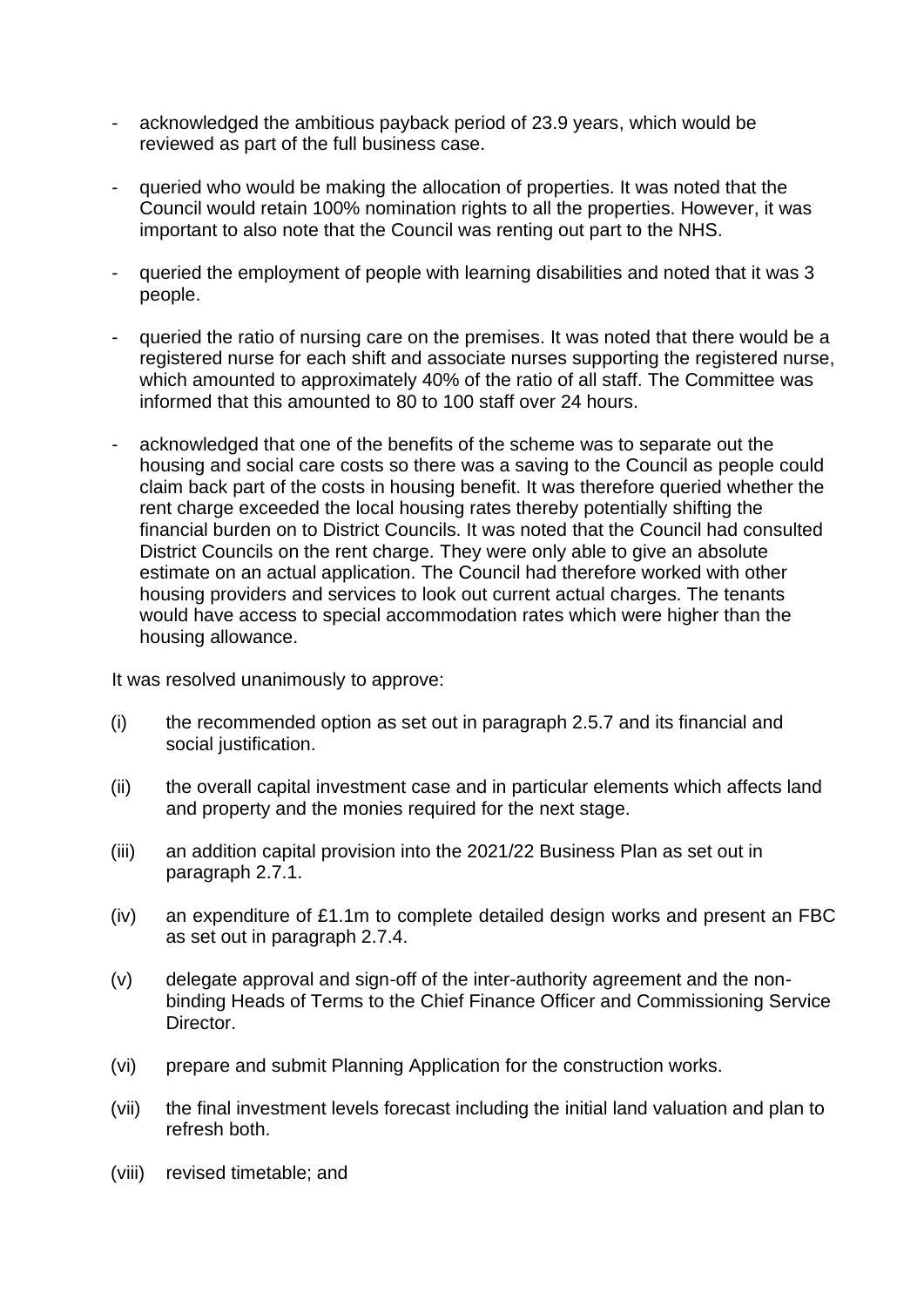- acknowledged the ambitious payback period of 23.9 years, which would be reviewed as part of the full business case.

- queried who would be making the allocation of properties. It was noted that the Council would retain 100% nomination rights to all the properties. However, it was important to also note that the Council was renting out part to the NHS.

- queried the employment of people with learning disabilities and noted that it was 3 people.

- queried the ratio of nursing care on the premises. It was noted that there would be a registered nurse for each shift and associate nurses supporting the registered nurse, which amounted to approximately 40% of the ratio of all staff. The Committee was informed that this amounted to 80 to 100 staff over 24 hours.

- acknowledged that one of the benefits of the scheme was to separate out the housing and social care costs so there was a saving to the Council as people could claim back part of the costs in housing benefit. It was therefore queried whether the rent charge exceeded the local housing rates thereby potentially shifting the financial burden on to District Councils. It was noted that the Council had consulted District Councils on the rent charge. They were only able to give an absolute estimate on an actual application. The Council had therefore worked with other housing providers and services to look out current actual charges. The tenants would have access to special accommodation rates which were higher than the housing allowance.

It was resolved unanimously to approve:

(i) the recommended option as set out in paragraph 2.5.7 and its financial and social justification.

(ii) the overall capital investment case and in particular elements which affects land and property and the monies required for the next stage.

(iii) an addition capital provision into the 2021/22 Business Plan as set out in paragraph 2.7.1.

(iv) an expenditure of £1.1m to complete detailed design works and present an FBC as set out in paragraph 2.7.4.

(v) delegate approval and sign-off of the inter-authority agreement and the non-binding Heads of Terms to the Chief Finance Officer and Commissioning Service Director.

(vi) prepare and submit Planning Application for the construction works.

(vii) the final investment levels forecast including the initial land valuation and plan to refresh both.

(viii) revised timetable; and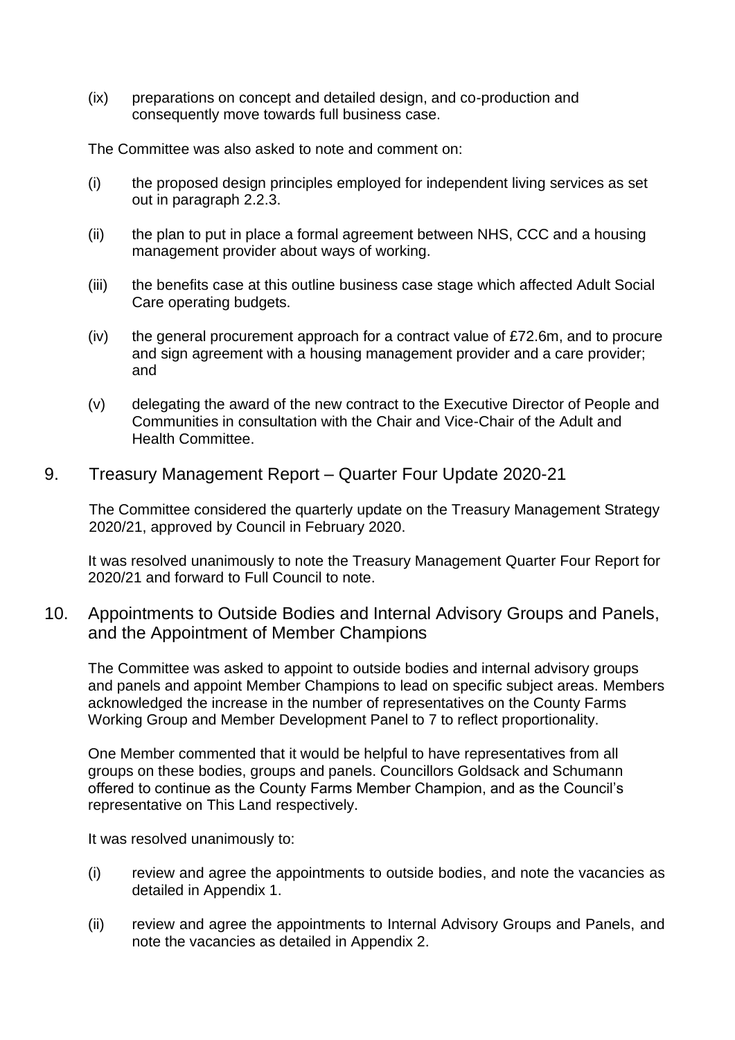(ix) preparations on concept and detailed design, and co-production and consequently move towards full business case.

The Committee was also asked to note and comment on:

(i) the proposed design principles employed for independent living services as set out in paragraph 2.2.3.

(ii) the plan to put in place a formal agreement between NHS, CCC and a housing management provider about ways of working.

(iii) the benefits case at this outline business case stage which affected Adult Social Care operating budgets.

(iv) the general procurement approach for a contract value of £72.6m, and to procure and sign agreement with a housing management provider and a care provider; and

(v) delegating the award of the new contract to the Executive Director of People and Communities in consultation with the Chair and Vice-Chair of the Adult and Health Committee.

## 9. Treasury Management Report – Quarter Four Update 2020-21

The Committee considered the quarterly update on the Treasury Management Strategy 2020/21, approved by Council in February 2020.

It was resolved unanimously to note the Treasury Management Quarter Four Report for 2020/21 and forward to Full Council to note.

## 10. Appointments to Outside Bodies and Internal Advisory Groups and Panels, and the Appointment of Member Champions

The Committee was asked to appoint to outside bodies and internal advisory groups and panels and appoint Member Champions to lead on specific subject areas. Members acknowledged the increase in the number of representatives on the County Farms Working Group and Member Development Panel to 7 to reflect proportionality.

One Member commented that it would be helpful to have representatives from all groups on these bodies, groups and panels. Councillors Goldsack and Schumann offered to continue as the County Farms Member Champion, and as the Council's representative on This Land respectively.

It was resolved unanimously to:

(i) review and agree the appointments to outside bodies, and note the vacancies as detailed in Appendix 1.

(ii) review and agree the appointments to Internal Advisory Groups and Panels, and note the vacancies as detailed in Appendix 2.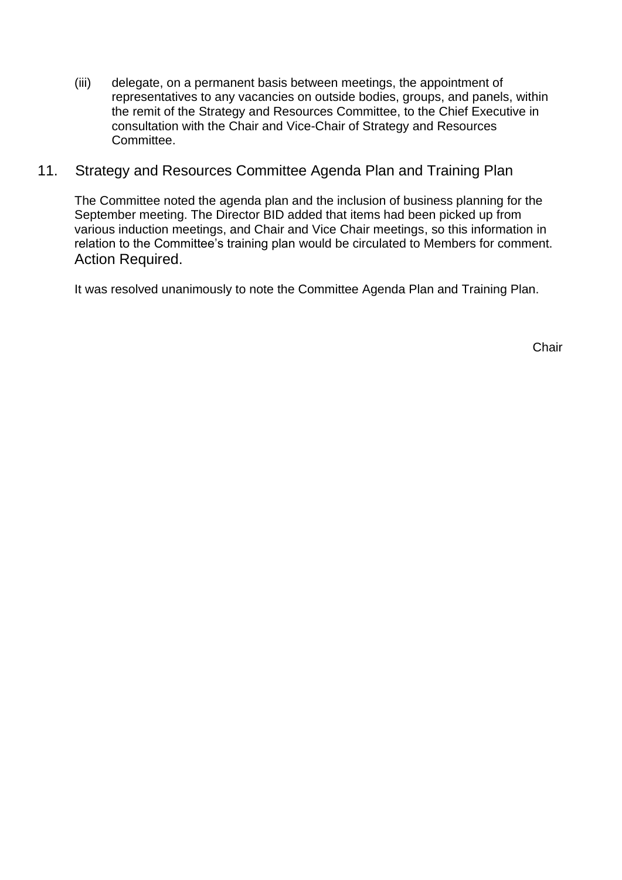(iii) delegate, on a permanent basis between meetings, the appointment of representatives to any vacancies on outside bodies, groups, and panels, within the remit of the Strategy and Resources Committee, to the Chief Executive in consultation with the Chair and Vice-Chair of Strategy and Resources Committee.

## 11. Strategy and Resources Committee Agenda Plan and Training Plan

The Committee noted the agenda plan and the inclusion of business planning for the September meeting. The Director BID added that items had been picked up from various induction meetings, and Chair and Vice Chair meetings, so this information in relation to the Committee's training plan would be circulated to Members for comment. Action Required.

It was resolved unanimously to note the Committee Agenda Plan and Training Plan.

Chair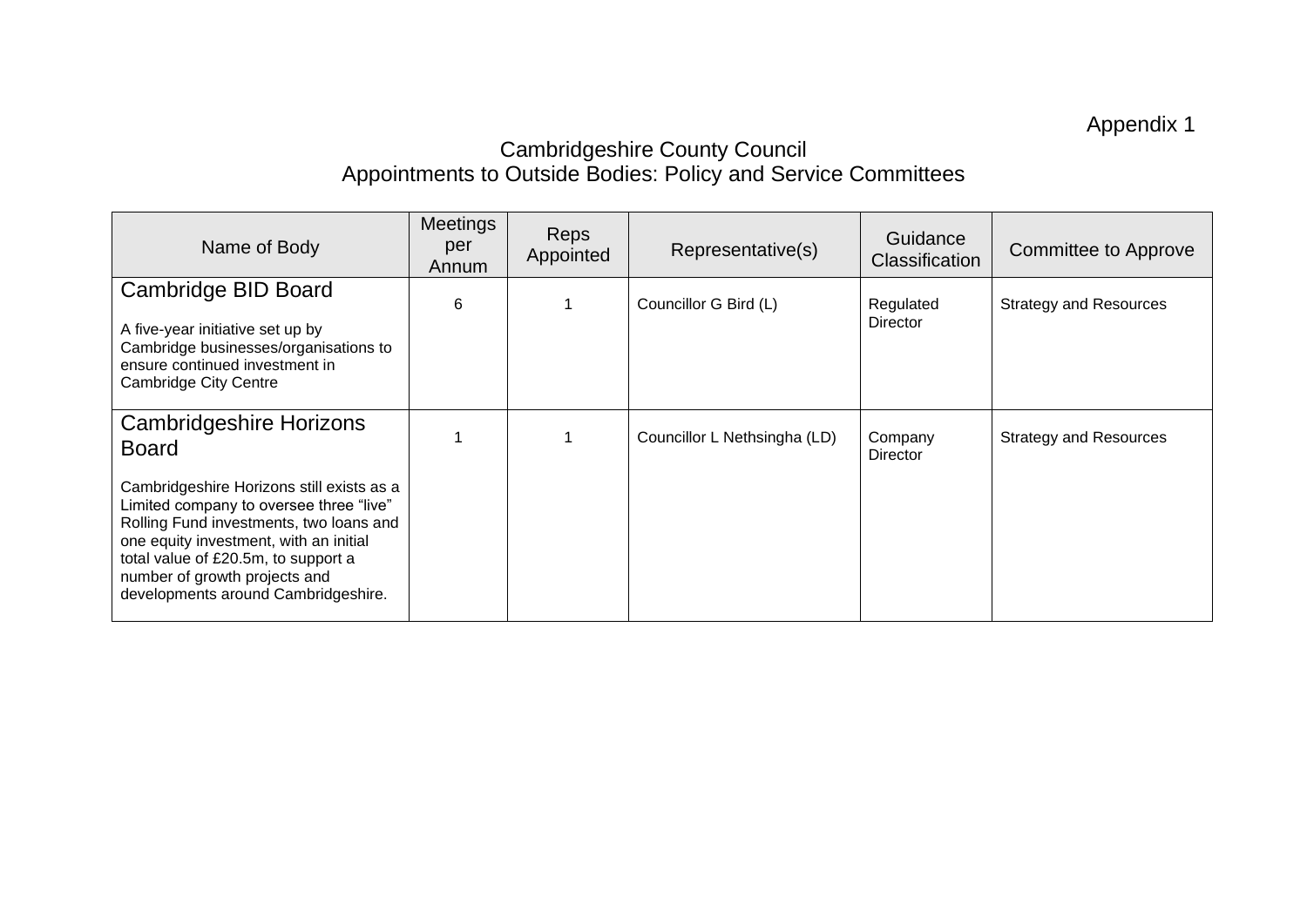Appendix 1

# Cambridgeshire County Council
## Appointments to Outside Bodies: Policy and Service Committees

| Name of Body | Meetings per Annum | Reps Appointed | Representative(s) | Guidance Classification | Committee to Approve |
|---|---|---|---|---|---|
| **Cambridge BID Board**<br><br>A five-year initiative set up by Cambridge businesses/organisations to ensure continued investment in Cambridge City Centre | 6 | 1 | Councillor G Bird (L) | Regulated Director | Strategy and Resources |
| **Cambridgeshire Horizons Board**<br><br>Cambridgeshire Horizons still exists as a Limited company to oversee three "live" Rolling Fund investments, two loans and one equity investment, with an initial total value of £20.5m, to support a number of growth projects and developments around Cambridgeshire. | 1 | 1 | Councillor L Nethsingha (LD) | Company Director | Strategy and Resources |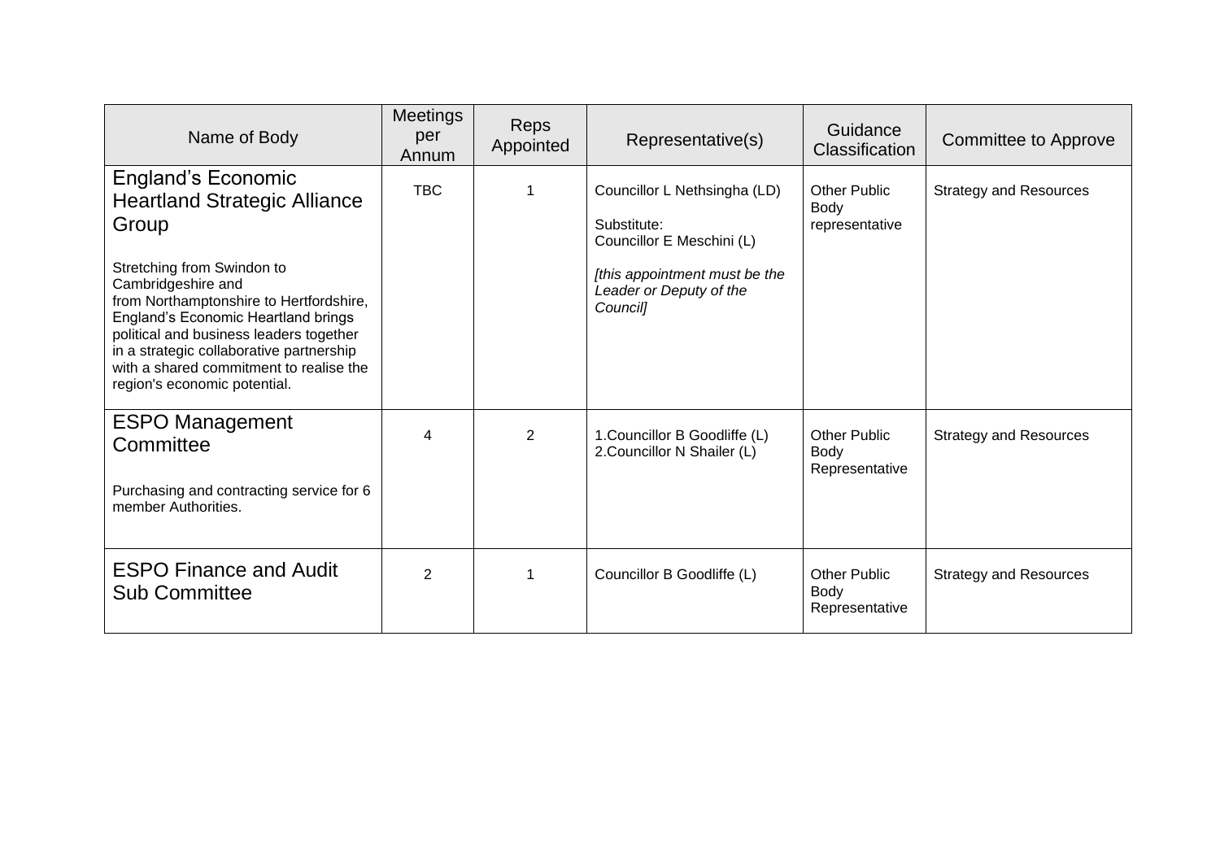| Name of Body | Meetings per Annum | Reps Appointed | Representative(s) | Guidance Classification | Committee to Approve |
|---|---|---|---|---|---|
| England's Economic Heartland Strategic Alliance Group<br><br>Stretching from Swindon to Cambridgeshire and from Northamptonshire to Hertfordshire, England's Economic Heartland brings political and business leaders together in a strategic collaborative partnership with a shared commitment to realise the region's economic potential. | TBC | 1 | Councillor L Nethsingha (LD)<br><br>Substitute:<br>Councillor E Meschini (L)<br><br>*[this appointment must be the Leader or Deputy of the Council]* | Other Public Body representative | Strategy and Resources |
| ESPO Management Committee<br><br>Purchasing and contracting service for 6 member Authorities. | 4 | 2 | 1.Councillor B Goodliffe (L)<br>2.Councillor N Shailer (L) | Other Public Body Representative | Strategy and Resources |
| ESPO Finance and Audit Sub Committee | 2 | 1 | Councillor B Goodliffe (L) | Other Public Body Representative | Strategy and Resources |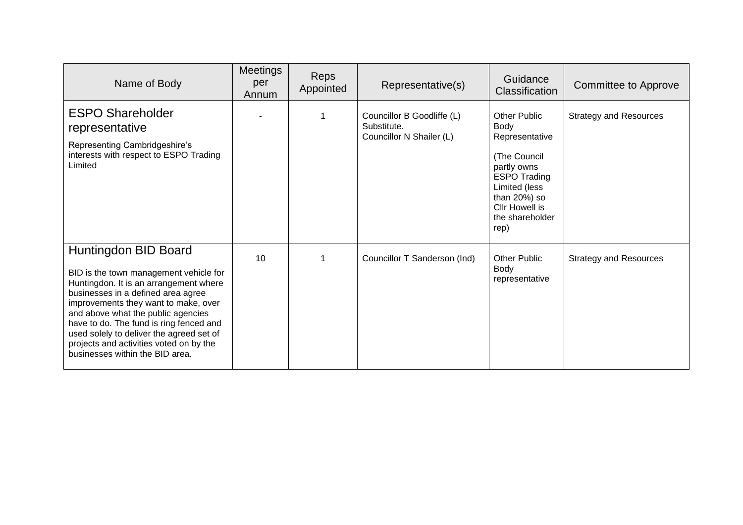| Name of Body | Meetings per Annum | Reps Appointed | Representative(s) | Guidance Classification | Committee to Approve |
|---|---|---|---|---|---|
| **ESPO Shareholder representative**<br>Representing Cambridgeshire's interests with respect to ESPO Trading Limited | - | 1 | Councillor B Goodliffe (L)<br>Substitute.<br>Councillor N Shailer (L) | Other Public Body Representative<br><br>(The Council partly owns ESPO Trading Limited (less than 20%) so Cllr Howell is the shareholder rep) | Strategy and Resources |
| **Huntingdon BID Board**<br>BID is the town management vehicle for Huntingdon. It is an arrangement where businesses in a defined area agree improvements they want to make, over and above what the public agencies have to do. The fund is ring fenced and used solely to deliver the agreed set of projects and activities voted on by the businesses within the BID area. | 10 | 1 | Councillor T Sanderson (Ind) | Other Public Body representative | Strategy and Resources |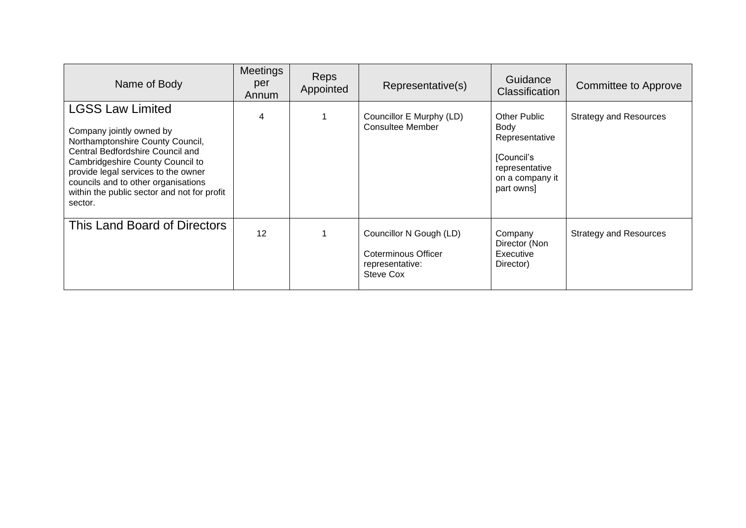| Name of Body | Meetings per Annum | Reps Appointed | Representative(s) | Guidance Classification | Committee to Approve |
|---|---|---|---|---|---|
| **LGSS Law Limited**<br><br>Company jointly owned by Northamptonshire County Council, Central Bedfordshire Council and Cambridgeshire County Council to provide legal services to the owner councils and to other organisations within the public sector and not for profit sector. | 4 | 1 | Councillor E Murphy (LD)<br>Consultee Member | Other Public Body Representative<br><br>[Council's representative on a company it part owns] | Strategy and Resources |
| **This Land Board of Directors** | 12 | 1 | Councillor N Gough (LD)<br><br>Coterminous Officer representative:<br>Steve Cox | Company Director (Non Executive Director) | Strategy and Resources |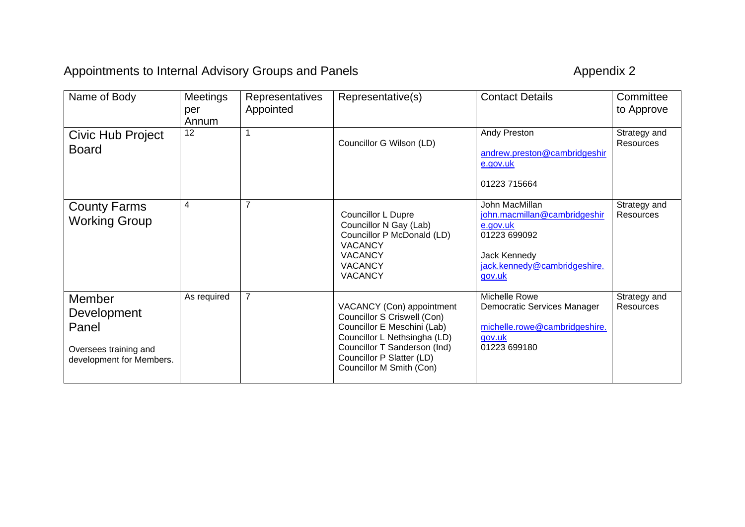Appointments to Internal Advisory Groups and Panels

Appendix 2

| Name of Body | Meetings per Annum | Representatives Appointed | Representative(s) | Contact Details | Committee to Approve |
|---|---|---|---|---|---|
| Civic Hub Project Board | 12 | 1 | Councillor G Wilson (LD) | Andy Preston<br>andrew.preston@cambridgeshire.gov.uk<br>01223 715664 | Strategy and Resources |
| County Farms Working Group | 4 | 7 | Councillor L Dupre<br>Councillor N Gay (Lab)<br>Councillor P McDonald (LD)<br>VACANCY<br>VACANCY<br>VACANCY<br>VACANCY | John MacMillan<br>john.macmillan@cambridgeshire.gov.uk<br>01223 699092<br>Jack Kennedy<br>jack.kennedy@cambridgeshire.gov.uk | Strategy and Resources |
| Member Development Panel<br>Oversees training and development for Members. | As required | 7 | VACANCY (Con) appointment<br>Councillor S Criswell (Con)<br>Councillor E Meschini (Lab)<br>Councillor L Nethsingha (LD)<br>Councillor T Sanderson (Ind)<br>Councillor P Slatter (LD)<br>Councillor M Smith (Con) | Michelle Rowe<br>Democratic Services Manager<br>michelle.rowe@cambridgeshire.gov.uk<br>01223 699180 | Strategy and Resources |